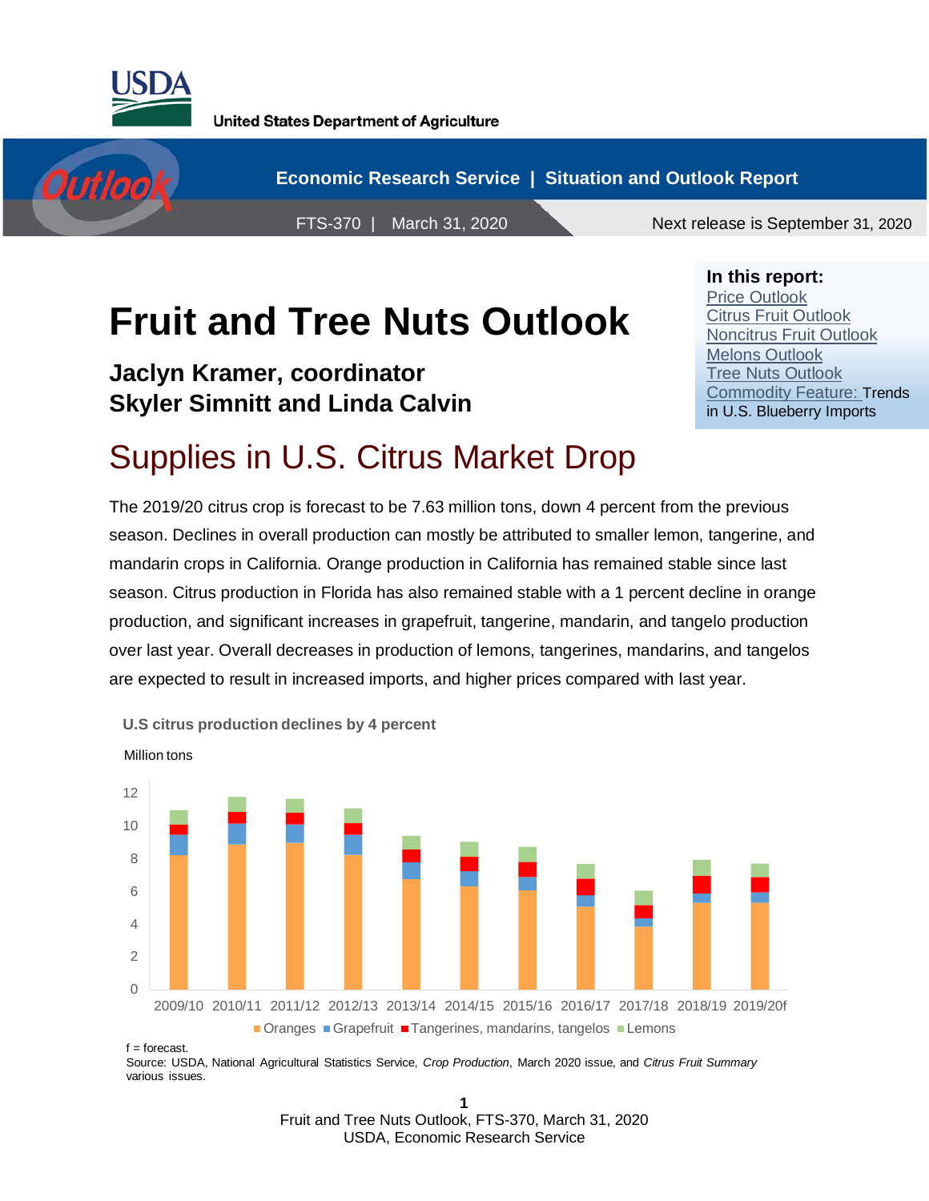United States Department of Agriculture

Economic Research Service | Situation and Outlook Report

FTS-370 | March 31, 2020

Next release is September 31, 2020

**In this report:**
- Price Outlook
- Citrus Fruit Outlook
- Noncitrus Fruit Outlook
- Melons Outlook
- Tree Nuts Outlook
- Commodity Feature: Trends in U.S. Blueberry Imports

# Fruit and Tree Nuts Outlook

**Jaclyn Kramer, coordinator**
**Skyler Simnitt and Linda Calvin**

## Supplies in U.S. Citrus Market Drop

The 2019/20 citrus crop is forecast to be 7.63 million tons, down 4 percent from the previous season. Declines in overall production can mostly be attributed to smaller lemon, tangerine, and mandarin crops in California. Orange production in California has remained stable since last season. Citrus production in Florida has also remained stable with a 1 percent decline in orange production, and significant increases in grapefruit, tangerine, mandarin, and tangelo production over last year. Overall decreases in production of lemons, tangerines, mandarins, and tangelos are expected to result in increased imports, and higher prices compared with last year.

**U.S citrus production declines by 4 percent**

Million tons

Categories: 2009/10, 2010/11, 2011/12, 2012/13, 2013/14, 2014/15, 2015/16, 2016/17, 2017/18, 2018/19, 2019/20f

Series: Oranges, Grapefruit, Tangerines, mandarins, tangelos, Lemons

f = forecast.
Source: USDA, National Agricultural Statistics Service, *Crop Production*, March 2020 issue, and *Citrus Fruit Summary* various issues.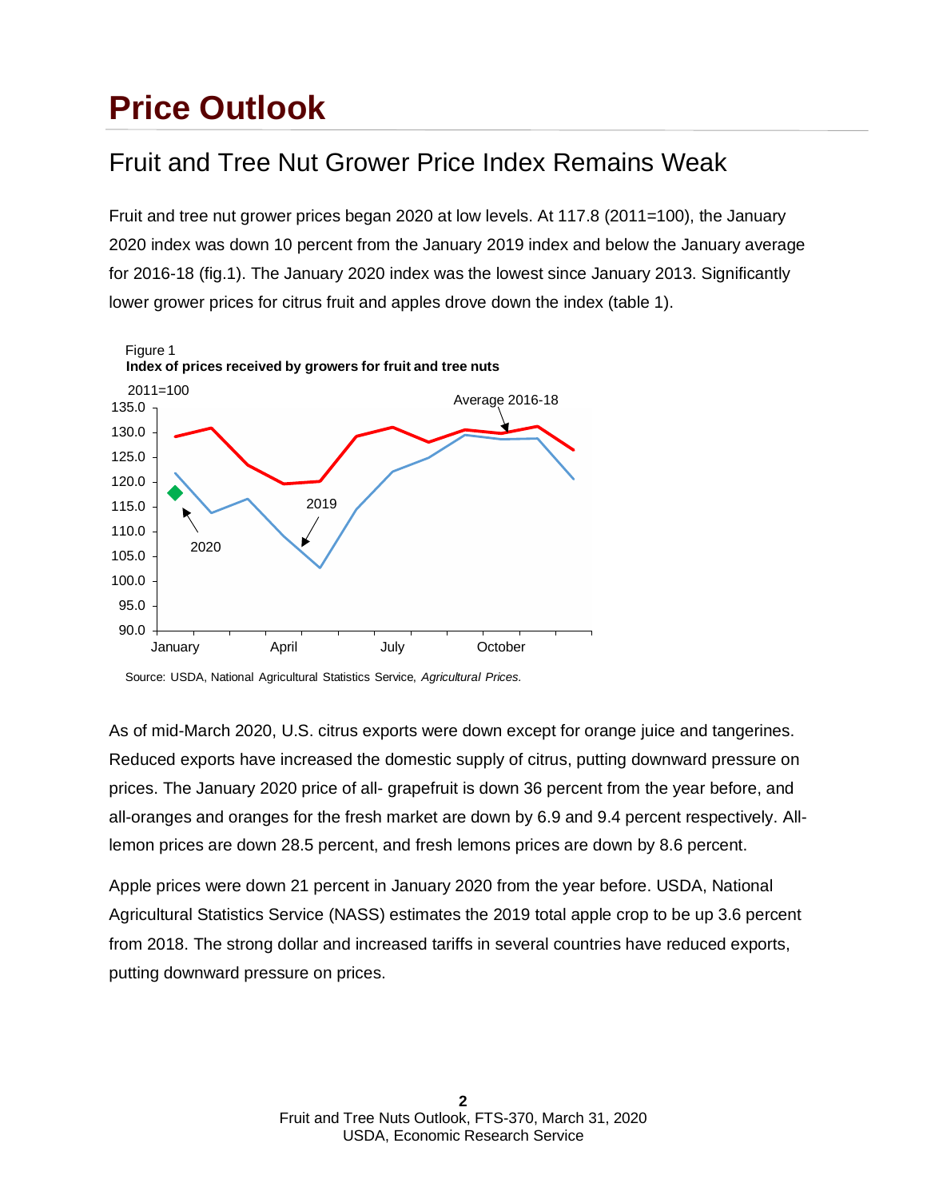# Price Outlook

## Fruit and Tree Nut Grower Price Index Remains Weak

Fruit and tree nut grower prices began 2020 at low levels. At 117.8 (2011=100), the January 2020 index was down 10 percent from the January 2019 index and below the January average for 2016-18 (fig.1). The January 2020 index was the lowest since January 2013. Significantly lower grower prices for citrus fruit and apples drove down the index (table 1).

Figure 1
**Index of prices received by growers for fruit and tree nuts**

Source: USDA, National Agricultural Statistics Service, *Agricultural Prices.*

As of mid-March 2020, U.S. citrus exports were down except for orange juice and tangerines. Reduced exports have increased the domestic supply of citrus, putting downward pressure on prices. The January 2020 price of all- grapefruit is down 36 percent from the year before, and all-oranges and oranges for the fresh market are down by 6.9 and 9.4 percent respectively. All-lemon prices are down 28.5 percent, and fresh lemons prices are down by 8.6 percent.

Apple prices were down 21 percent in January 2020 from the year before. USDA, National Agricultural Statistics Service (NASS) estimates the 2019 total apple crop to be up 3.6 percent from 2018. The strong dollar and increased tariffs in several countries have reduced exports, putting downward pressure on prices.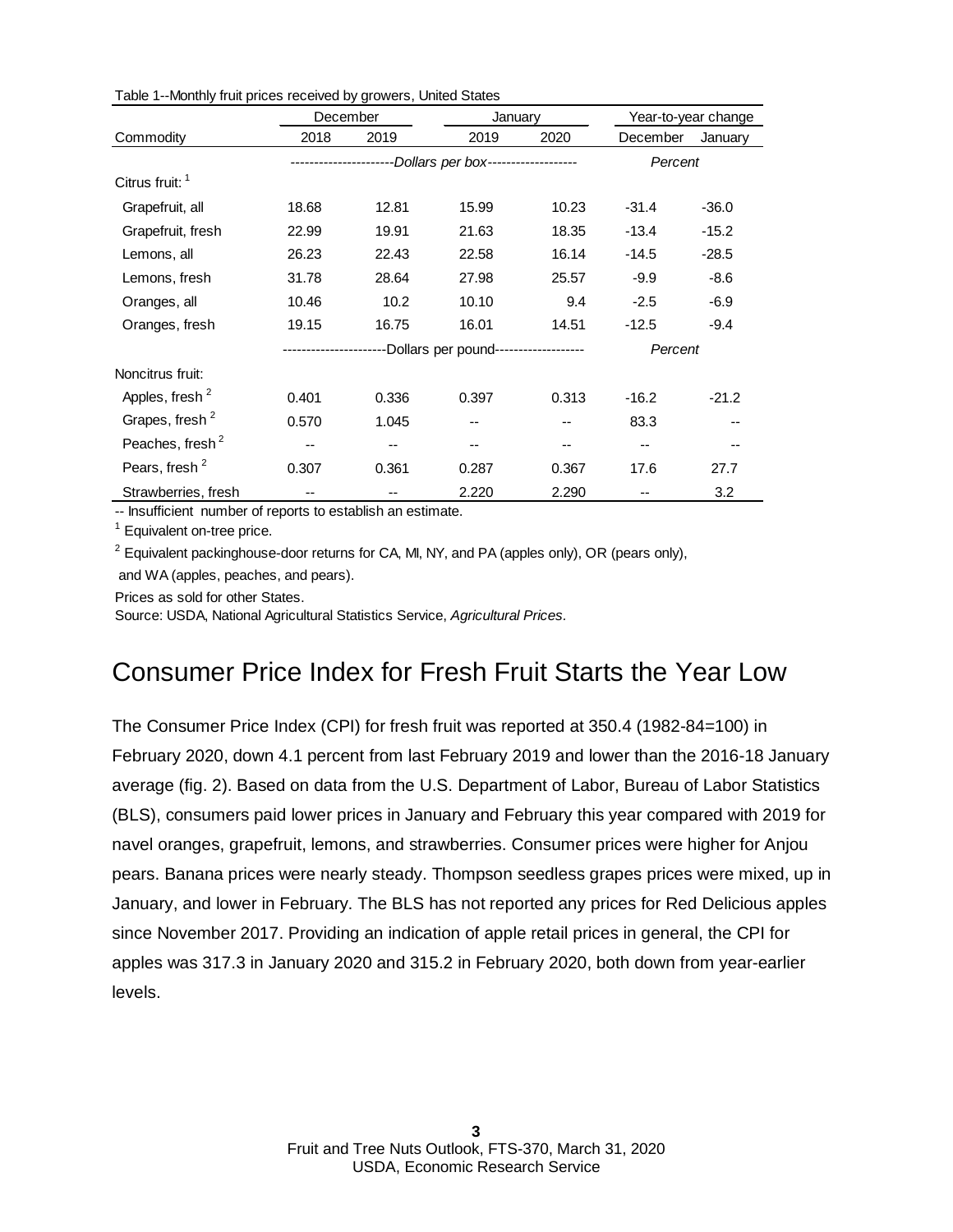Table 1--Monthly fruit prices received by growers, United States

| Commodity | December | | January | | Year-to-year change | |
|---|---|---|---|---|---|---|
| | 2018 | 2019 | 2019 | 2020 | December | January |
| | *Dollars per box* | | | | *Percent* | |
| Citrus fruit: [1] | | | | | | |
| Grapefruit, all | 18.68 | 12.81 | 15.99 | 10.23 | -31.4 | -36.0 |
| Grapefruit, fresh | 22.99 | 19.91 | 21.63 | 18.35 | -13.4 | -15.2 |
| Lemons, all | 26.23 | 22.43 | 22.58 | 16.14 | -14.5 | -28.5 |
| Lemons, fresh | 31.78 | 28.64 | 27.98 | 25.57 | -9.9 | -8.6 |
| Oranges, all | 10.46 | 10.2 | 10.10 | 9.4 | -2.5 | -6.9 |
| Oranges, fresh | 19.15 | 16.75 | 16.01 | 14.51 | -12.5 | -9.4 |
| | Dollars per pound | | | | *Percent* | |
| Noncitrus fruit: | | | | | | |
| Apples, fresh [2] | 0.401 | 0.336 | 0.397 | 0.313 | -16.2 | -21.2 |
| Grapes, fresh [2] | 0.570 | 1.045 | -- | -- | 83.3 | -- |
| Peaches, fresh [2] | -- | -- | -- | -- | -- | -- |
| Pears, fresh [2] | 0.307 | 0.361 | 0.287 | 0.367 | 17.6 | 27.7 |
| Strawberries, fresh | -- | -- | 2.220 | 2.290 | -- | 3.2 |

-- Insufficient number of reports to establish an estimate.

[1] Equivalent on-tree price.

[2] Equivalent packinghouse-door returns for CA, MI, NY, and PA (apples only), OR (pears only), and WA (apples, peaches, and pears).

Prices as sold for other States.

Source: USDA, National Agricultural Statistics Service, *Agricultural Prices.*

## Consumer Price Index for Fresh Fruit Starts the Year Low

The Consumer Price Index (CPI) for fresh fruit was reported at 350.4 (1982-84=100) in February 2020, down 4.1 percent from last February 2019 and lower than the 2016-18 January average (fig. 2). Based on data from the U.S. Department of Labor, Bureau of Labor Statistics (BLS), consumers paid lower prices in January and February this year compared with 2019 for navel oranges, grapefruit, lemons, and strawberries. Consumer prices were higher for Anjou pears. Banana prices were nearly steady. Thompson seedless grapes prices were mixed, up in January, and lower in February. The BLS has not reported any prices for Red Delicious apples since November 2017. Providing an indication of apple retail prices in general, the CPI for apples was 317.3 in January 2020 and 315.2 in February 2020, both down from year-earlier levels.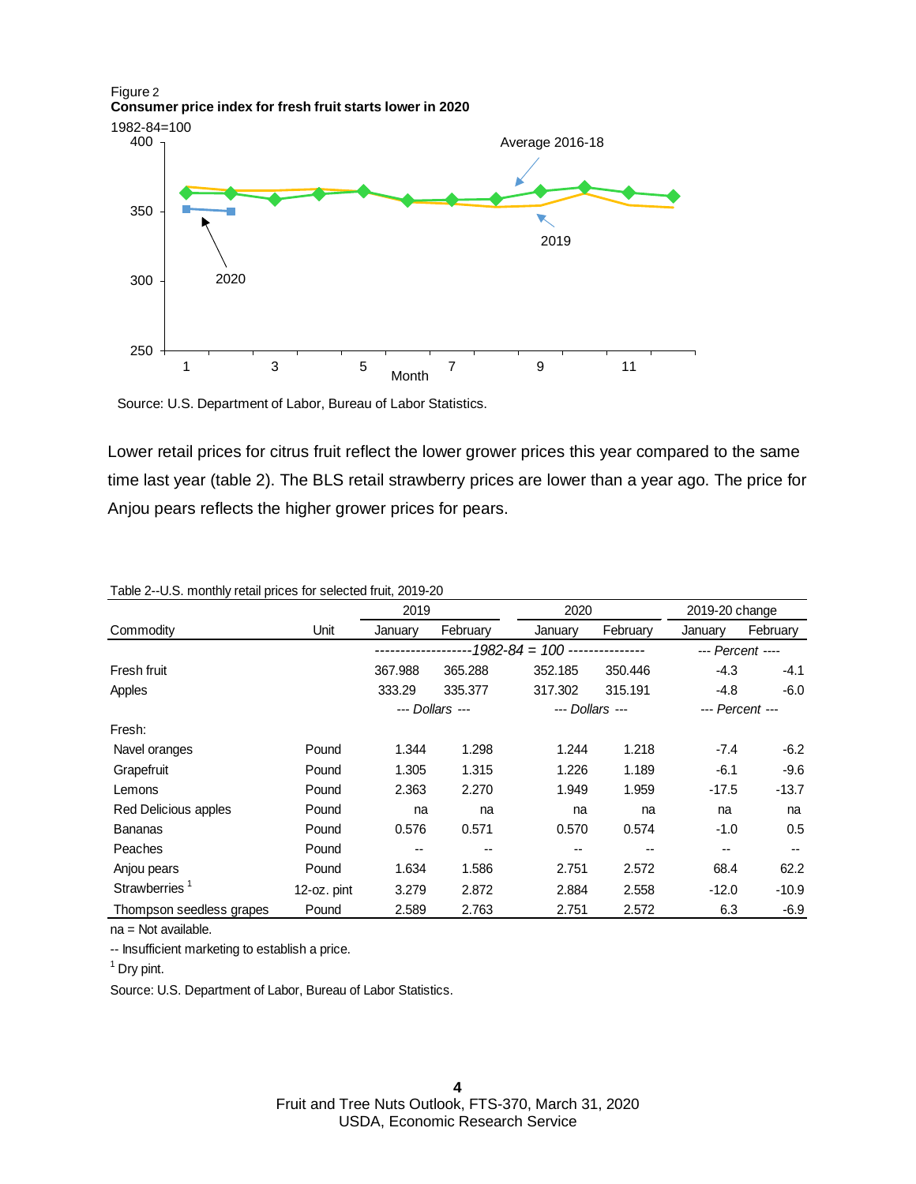Figure 2
**Consumer price index for fresh fruit starts lower in 2020**

1982-84=100

Source: U.S. Department of Labor, Bureau of Labor Statistics.

Lower retail prices for citrus fruit reflect the lower grower prices this year compared to the same time last year (table 2). The BLS retail strawberry prices are lower than a year ago. The price for Anjou pears reflects the higher grower prices for pears.

Table 2--U.S. monthly retail prices for selected fruit, 2019-20

| Commodity | Unit | 2019 January | 2019 February | 2020 January | 2020 February | 2019-20 change January | 2019-20 change February |
|---|---|---|---|---|---|---|---|
| | | *1982-84 = 100* | | | | *Percent* | |
| Fresh fruit | | 367.988 | 365.288 | 352.185 | 350.446 | -4.3 | -4.1 |
| Apples | | 333.29 | 335.377 | 317.302 | 315.191 | -4.8 | -6.0 |
| | | *Dollars* | | *Dollars* | | *Percent* | |
| Fresh: | | | | | | | |
| Navel oranges | Pound | 1.344 | 1.298 | 1.244 | 1.218 | -7.4 | -6.2 |
| Grapefruit | Pound | 1.305 | 1.315 | 1.226 | 1.189 | -6.1 | -9.6 |
| Lemons | Pound | 2.363 | 2.270 | 1.949 | 1.959 | -17.5 | -13.7 |
| Red Delicious apples | Pound | na | na | na | na | na | na |
| Bananas | Pound | 0.576 | 0.571 | 0.570 | 0.574 | -1.0 | 0.5 |
| Peaches | Pound | -- | -- | -- | -- | -- | -- |
| Anjou pears | Pound | 1.634 | 1.586 | 2.751 | 2.572 | 68.4 | 62.2 |
| Strawberries [1] | 12-oz. pint | 3.279 | 2.872 | 2.884 | 2.558 | -12.0 | -10.9 |
| Thompson seedless grapes | Pound | 2.589 | 2.763 | 2.751 | 2.572 | 6.3 | -6.9 |

na = Not available.

-- Insufficient marketing to establish a price.

[1] Dry pint.

Source: U.S. Department of Labor, Bureau of Labor Statistics.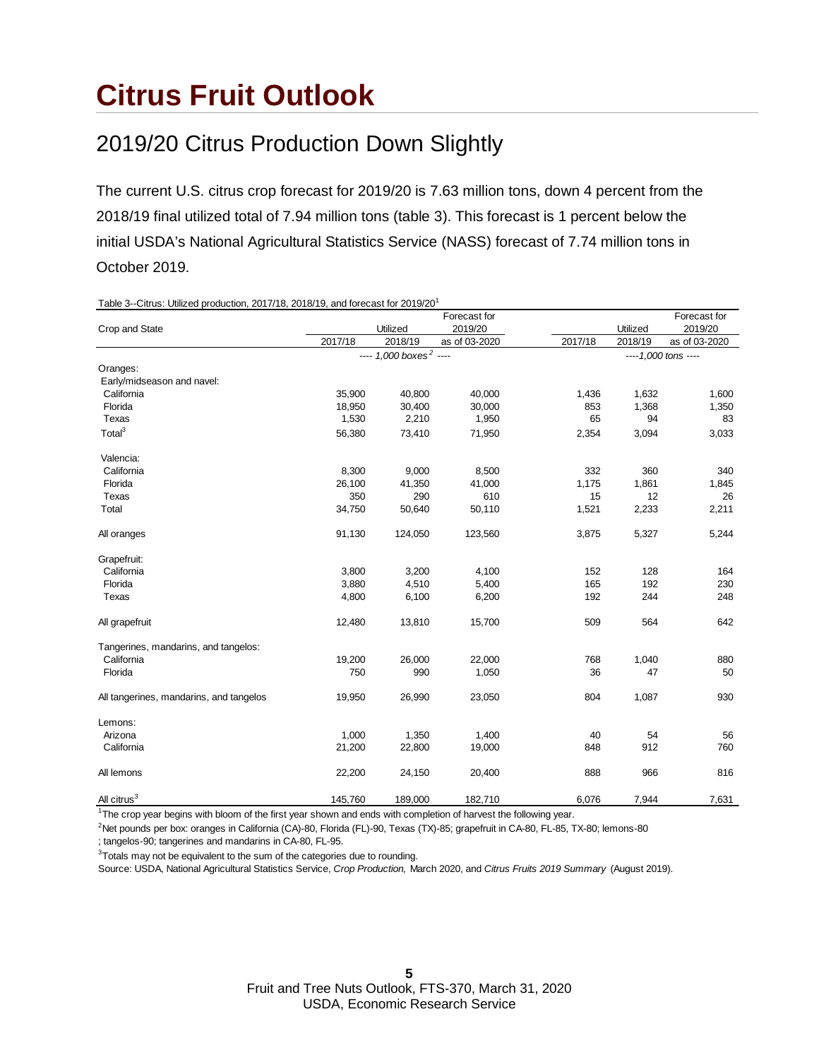# Citrus Fruit Outlook

## 2019/20 Citrus Production Down Slightly

The current U.S. citrus crop forecast for 2019/20 is 7.63 million tons, down 4 percent from the 2018/19 final utilized total of 7.94 million tons (table 3). This forecast is 1 percent below the initial USDA's National Agricultural Statistics Service (NASS) forecast of 7.74 million tons in October 2019.

Table 3--Citrus: Utilized production, 2017/18, 2018/19, and forecast for 2019/20[1]

| Crop and State | Utilized | | Forecast for 2019/20 | Utilized | | Forecast for 2019/20 |
|---|---|---|---|---|---|---|
| | 2017/18 | 2018/19 | as of 03-2020 | 2017/18 | 2018/19 | as of 03-2020 |
| | ---- 1,000 boxes[2] ---- | | | ----1,000 tons ---- | | |
| Oranges: | | | | | | |
| Early/midseason and navel: | | | | | | |
| California | 35,900 | 40,800 | 40,000 | 1,436 | 1,632 | 1,600 |
| Florida | 18,950 | 30,400 | 30,000 | 853 | 1,368 | 1,350 |
| Texas | 1,530 | 2,210 | 1,950 | 65 | 94 | 83 |
| Total[3] | 56,380 | 73,410 | 71,950 | 2,354 | 3,094 | 3,033 |
| Valencia: | | | | | | |
| California | 8,300 | 9,000 | 8,500 | 332 | 360 | 340 |
| Florida | 26,100 | 41,350 | 41,000 | 1,175 | 1,861 | 1,845 |
| Texas | 350 | 290 | 610 | 15 | 12 | 26 |
| Total | 34,750 | 50,640 | 50,110 | 1,521 | 2,233 | 2,211 |
| All oranges | 91,130 | 124,050 | 123,560 | 3,875 | 5,327 | 5,244 |
| Grapefruit: | | | | | | |
| California | 3,800 | 3,200 | 4,100 | 152 | 128 | 164 |
| Florida | 3,880 | 4,510 | 5,400 | 165 | 192 | 230 |
| Texas | 4,800 | 6,100 | 6,200 | 192 | 244 | 248 |
| All grapefruit | 12,480 | 13,810 | 15,700 | 509 | 564 | 642 |
| Tangerines, mandarins, and tangelos: | | | | | | |
| California | 19,200 | 26,000 | 22,000 | 768 | 1,040 | 880 |
| Florida | 750 | 990 | 1,050 | 36 | 47 | 50 |
| All tangerines, mandarins, and tangelos | 19,950 | 26,990 | 23,050 | 804 | 1,087 | 930 |
| Lemons: | | | | | | |
| Arizona | 1,000 | 1,350 | 1,400 | 40 | 54 | 56 |
| California | 21,200 | 22,800 | 19,000 | 848 | 912 | 760 |
| All lemons | 22,200 | 24,150 | 20,400 | 888 | 966 | 816 |
| All citrus[3] | 145,760 | 189,000 | 182,710 | 6,076 | 7,944 | 7,631 |

[1]The crop year begins with bloom of the first year shown and ends with completion of harvest the following year.

[2]Net pounds per box: oranges in California (CA)-80, Florida (FL)-90, Texas (TX)-85; grapefruit in CA-80, FL-85, TX-80; lemons-80 ; tangelos-90; tangerines and mandarins in CA-80, FL-95.

[3]Totals may not be equivalent to the sum of the categories due to rounding.

Source: USDA, National Agricultural Statistics Service, *Crop Production,* March 2020, and *Citrus Fruits 2019 Summary* (August 2019).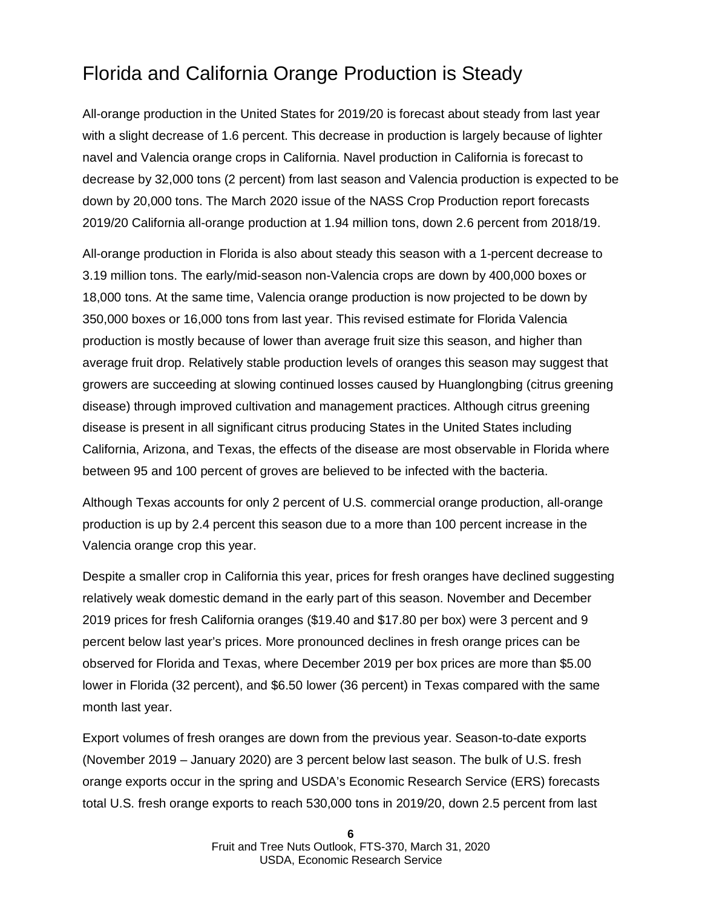# Florida and California Orange Production is Steady

All-orange production in the United States for 2019/20 is forecast about steady from last year with a slight decrease of 1.6 percent. This decrease in production is largely because of lighter navel and Valencia orange crops in California. Navel production in California is forecast to decrease by 32,000 tons (2 percent) from last season and Valencia production is expected to be down by 20,000 tons. The March 2020 issue of the NASS Crop Production report forecasts 2019/20 California all-orange production at 1.94 million tons, down 2.6 percent from 2018/19.

All-orange production in Florida is also about steady this season with a 1-percent decrease to 3.19 million tons. The early/mid-season non-Valencia crops are down by 400,000 boxes or 18,000 tons. At the same time, Valencia orange production is now projected to be down by 350,000 boxes or 16,000 tons from last year. This revised estimate for Florida Valencia production is mostly because of lower than average fruit size this season, and higher than average fruit drop. Relatively stable production levels of oranges this season may suggest that growers are succeeding at slowing continued losses caused by Huanglongbing (citrus greening disease) through improved cultivation and management practices. Although citrus greening disease is present in all significant citrus producing States in the United States including California, Arizona, and Texas, the effects of the disease are most observable in Florida where between 95 and 100 percent of groves are believed to be infected with the bacteria.

Although Texas accounts for only 2 percent of U.S. commercial orange production, all-orange production is up by 2.4 percent this season due to a more than 100 percent increase in the Valencia orange crop this year.

Despite a smaller crop in California this year, prices for fresh oranges have declined suggesting relatively weak domestic demand in the early part of this season. November and December 2019 prices for fresh California oranges ($19.40 and $17.80 per box) were 3 percent and 9 percent below last year's prices. More pronounced declines in fresh orange prices can be observed for Florida and Texas, where December 2019 per box prices are more than $5.00 lower in Florida (32 percent), and $6.50 lower (36 percent) in Texas compared with the same month last year.

Export volumes of fresh oranges are down from the previous year. Season-to-date exports (November 2019 – January 2020) are 3 percent below last season. The bulk of U.S. fresh orange exports occur in the spring and USDA's Economic Research Service (ERS) forecasts total U.S. fresh orange exports to reach 530,000 tons in 2019/20, down 2.5 percent from last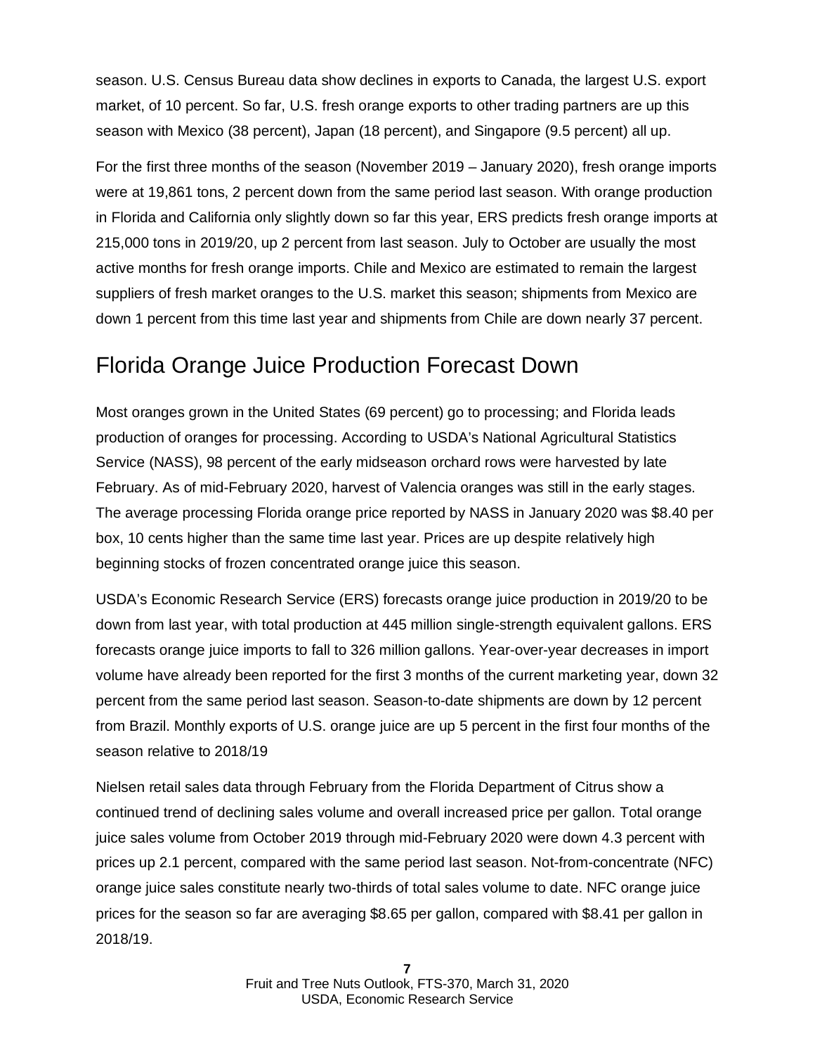season. U.S. Census Bureau data show declines in exports to Canada, the largest U.S. export market, of 10 percent. So far, U.S. fresh orange exports to other trading partners are up this season with Mexico (38 percent), Japan (18 percent), and Singapore (9.5 percent) all up.

For the first three months of the season (November 2019 – January 2020), fresh orange imports were at 19,861 tons, 2 percent down from the same period last season. With orange production in Florida and California only slightly down so far this year, ERS predicts fresh orange imports at 215,000 tons in 2019/20, up 2 percent from last season. July to October are usually the most active months for fresh orange imports. Chile and Mexico are estimated to remain the largest suppliers of fresh market oranges to the U.S. market this season; shipments from Mexico are down 1 percent from this time last year and shipments from Chile are down nearly 37 percent.

## Florida Orange Juice Production Forecast Down

Most oranges grown in the United States (69 percent) go to processing; and Florida leads production of oranges for processing. According to USDA's National Agricultural Statistics Service (NASS), 98 percent of the early midseason orchard rows were harvested by late February. As of mid-February 2020, harvest of Valencia oranges was still in the early stages. The average processing Florida orange price reported by NASS in January 2020 was $8.40 per box, 10 cents higher than the same time last year. Prices are up despite relatively high beginning stocks of frozen concentrated orange juice this season.

USDA's Economic Research Service (ERS) forecasts orange juice production in 2019/20 to be down from last year, with total production at 445 million single-strength equivalent gallons. ERS forecasts orange juice imports to fall to 326 million gallons. Year-over-year decreases in import volume have already been reported for the first 3 months of the current marketing year, down 32 percent from the same period last season. Season-to-date shipments are down by 12 percent from Brazil. Monthly exports of U.S. orange juice are up 5 percent in the first four months of the season relative to 2018/19

Nielsen retail sales data through February from the Florida Department of Citrus show a continued trend of declining sales volume and overall increased price per gallon. Total orange juice sales volume from October 2019 through mid-February 2020 were down 4.3 percent with prices up 2.1 percent, compared with the same period last season. Not-from-concentrate (NFC) orange juice sales constitute nearly two-thirds of total sales volume to date. NFC orange juice prices for the season so far are averaging $8.65 per gallon, compared with $8.41 per gallon in 2018/19.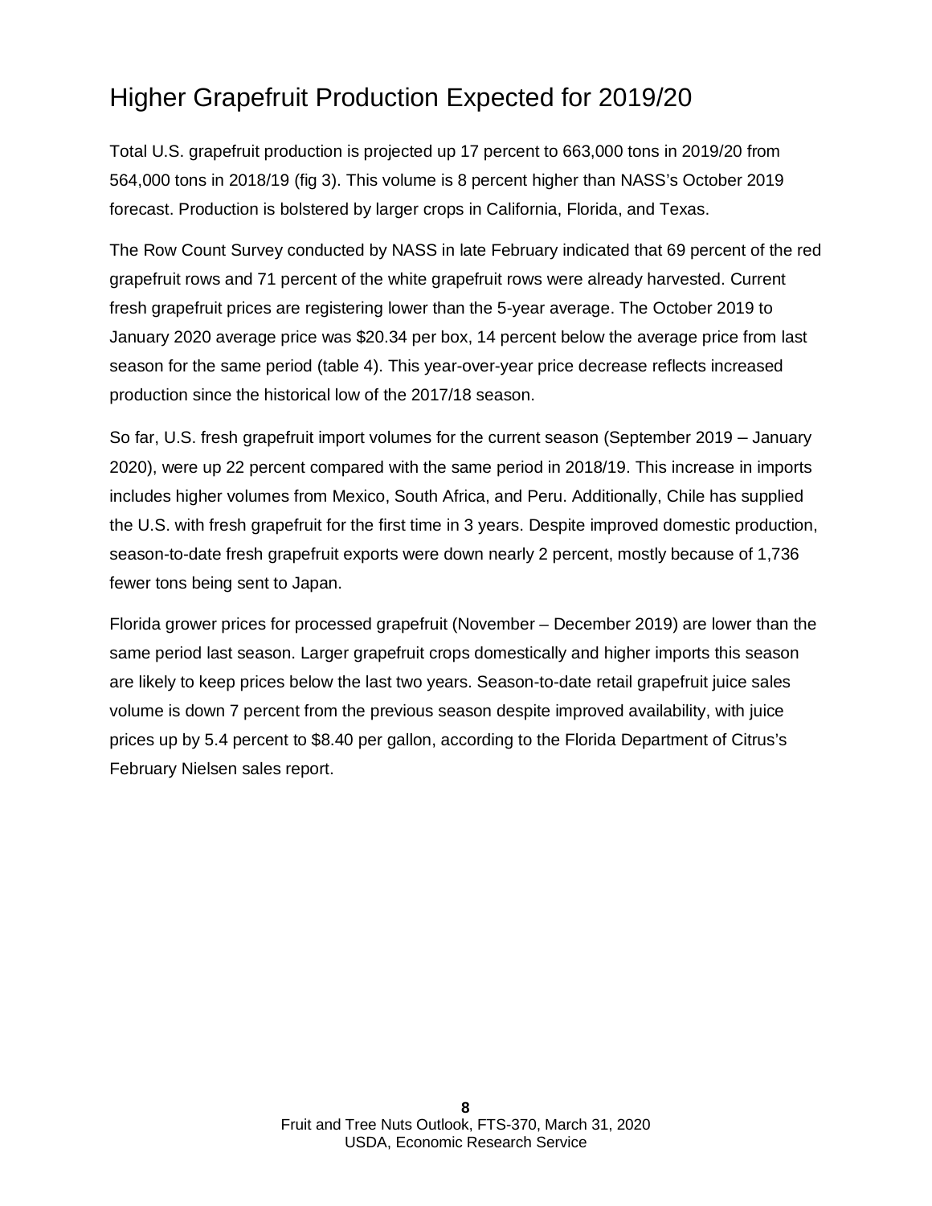## Higher Grapefruit Production Expected for 2019/20

Total U.S. grapefruit production is projected up 17 percent to 663,000 tons in 2019/20 from 564,000 tons in 2018/19 (fig 3). This volume is 8 percent higher than NASS's October 2019 forecast. Production is bolstered by larger crops in California, Florida, and Texas.

The Row Count Survey conducted by NASS in late February indicated that 69 percent of the red grapefruit rows and 71 percent of the white grapefruit rows were already harvested. Current fresh grapefruit prices are registering lower than the 5-year average. The October 2019 to January 2020 average price was $20.34 per box, 14 percent below the average price from last season for the same period (table 4). This year-over-year price decrease reflects increased production since the historical low of the 2017/18 season.

So far, U.S. fresh grapefruit import volumes for the current season (September 2019 – January 2020), were up 22 percent compared with the same period in 2018/19. This increase in imports includes higher volumes from Mexico, South Africa, and Peru. Additionally, Chile has supplied the U.S. with fresh grapefruit for the first time in 3 years. Despite improved domestic production, season-to-date fresh grapefruit exports were down nearly 2 percent, mostly because of 1,736 fewer tons being sent to Japan.

Florida grower prices for processed grapefruit (November – December 2019) are lower than the same period last season. Larger grapefruit crops domestically and higher imports this season are likely to keep prices below the last two years. Season-to-date retail grapefruit juice sales volume is down 7 percent from the previous season despite improved availability, with juice prices up by 5.4 percent to $8.40 per gallon, according to the Florida Department of Citrus's February Nielsen sales report.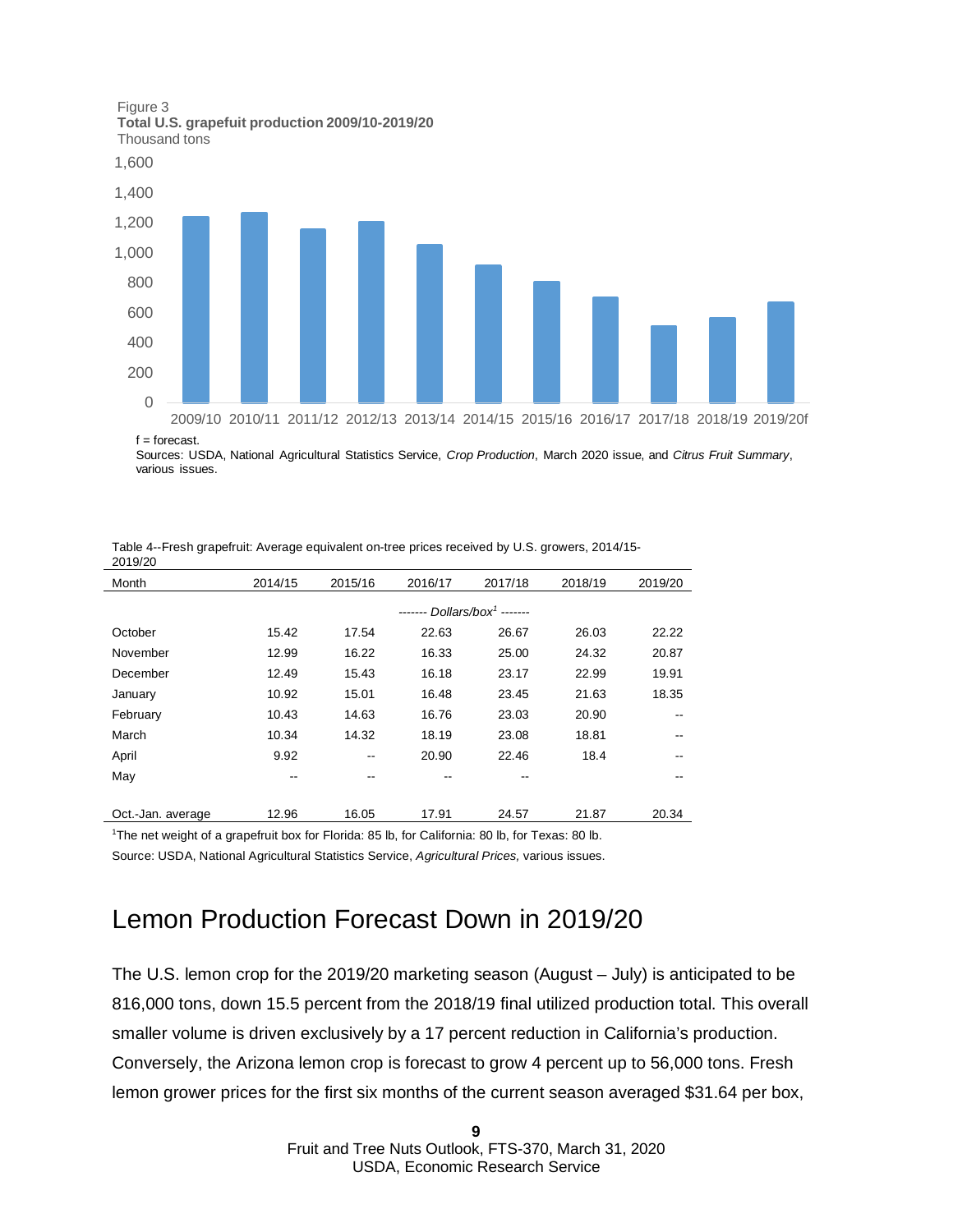Figure 3
**Total U.S. grapefuit production 2009/10-2019/20**
Thousand tons

f = forecast.
Sources: USDA, National Agricultural Statistics Service, *Crop Production*, March 2020 issue, and *Citrus Fruit Summary*, various issues.

Table 4--Fresh grapefruit: Average equivalent on-tree prices received by U.S. growers, 2014/15-2019/20

| Month | 2014/15 | 2015/16 | 2016/17 | 2017/18 | 2018/19 | 2019/20 |
|---|---|---|---|---|---|---|
| | | | ------- *Dollars/box*[1] ------- | | | |
| October | 15.42 | 17.54 | 22.63 | 26.67 | 26.03 | 22.22 |
| November | 12.99 | 16.22 | 16.33 | 25.00 | 24.32 | 20.87 |
| December | 12.49 | 15.43 | 16.18 | 23.17 | 22.99 | 19.91 |
| January | 10.92 | 15.01 | 16.48 | 23.45 | 21.63 | 18.35 |
| February | 10.43 | 14.63 | 16.76 | 23.03 | 20.90 | -- |
| March | 10.34 | 14.32 | 18.19 | 23.08 | 18.81 | -- |
| April | 9.92 | -- | 20.90 | 22.46 | 18.4 | -- |
| May | -- | -- | -- | -- | | -- |
| Oct.-Jan. average | 12.96 | 16.05 | 17.91 | 24.57 | 21.87 | 20.34 |

[1]The net weight of a grapefruit box for Florida: 85 lb, for California: 80 lb, for Texas: 80 lb.
Source: USDA, National Agricultural Statistics Service, *Agricultural Prices,* various issues.

# Lemon Production Forecast Down in 2019/20

The U.S. lemon crop for the 2019/20 marketing season (August – July) is anticipated to be 816,000 tons, down 15.5 percent from the 2018/19 final utilized production total. This overall smaller volume is driven exclusively by a 17 percent reduction in California's production. Conversely, the Arizona lemon crop is forecast to grow 4 percent up to 56,000 tons. Fresh lemon grower prices for the first six months of the current season averaged $31.64 per box,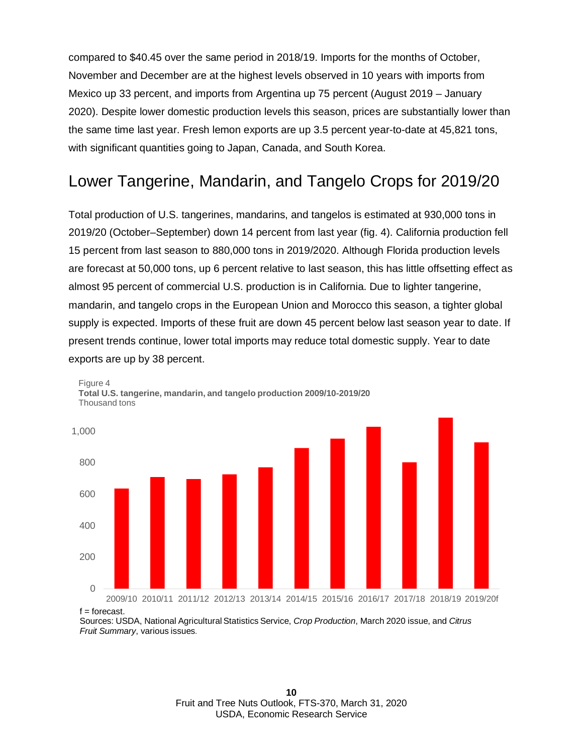compared to $40.45 over the same period in 2018/19. Imports for the months of October, November and December are at the highest levels observed in 10 years with imports from Mexico up 33 percent, and imports from Argentina up 75 percent (August 2019 – January 2020). Despite lower domestic production levels this season, prices are substantially lower than the same time last year. Fresh lemon exports are up 3.5 percent year-to-date at 45,821 tons, with significant quantities going to Japan, Canada, and South Korea.

## Lower Tangerine, Mandarin, and Tangelo Crops for 2019/20

Total production of U.S. tangerines, mandarins, and tangelos is estimated at 930,000 tons in 2019/20 (October–September) down 14 percent from last year (fig. 4). California production fell 15 percent from last season to 880,000 tons in 2019/2020. Although Florida production levels are forecast at 50,000 tons, up 6 percent relative to last season, this has little offsetting effect as almost 95 percent of commercial U.S. production is in California. Due to lighter tangerine, mandarin, and tangelo crops in the European Union and Morocco this season, a tighter global supply is expected. Imports of these fruit are down 45 percent below last season year to date. If present trends continue, lower total imports may reduce total domestic supply. Year to date exports are up by 38 percent.

Figure 4
**Total U.S. tangerine, mandarin, and tangelo production 2009/10-2019/20**
Thousand tons

f = forecast.
Sources: USDA, National Agricultural Statistics Service, *Crop Production*, March 2020 issue, and *Citrus Fruit Summary*, various issues.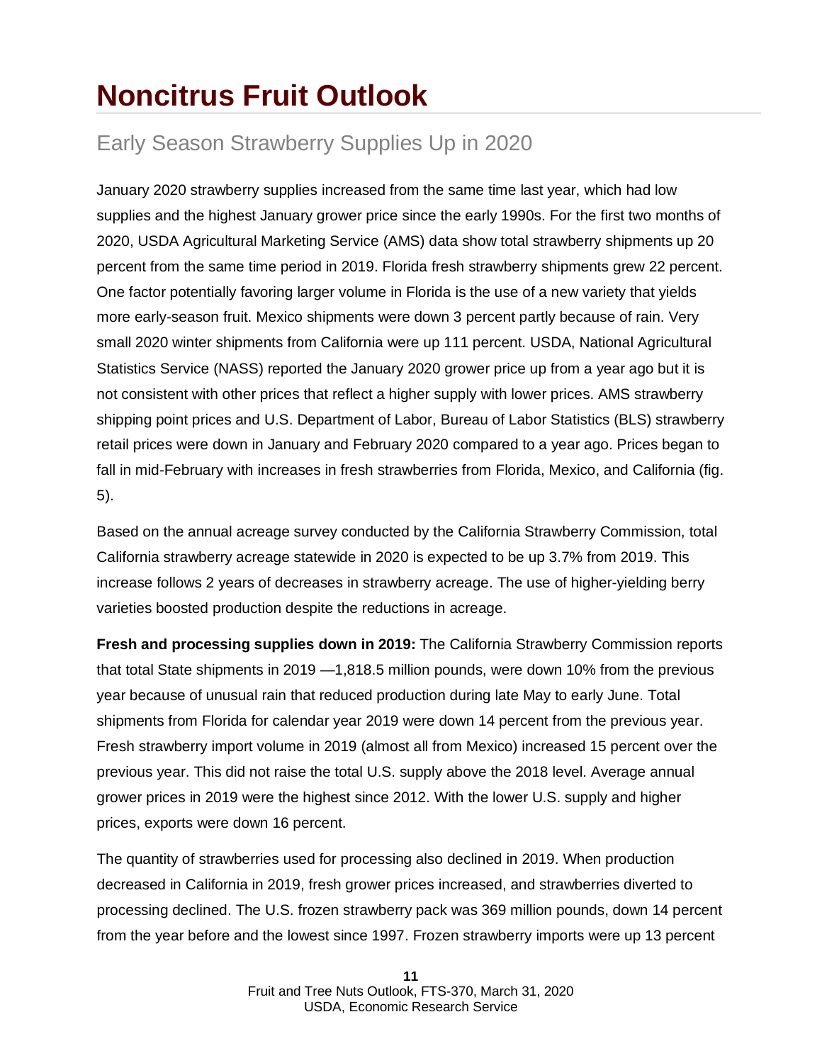# Noncitrus Fruit Outlook

## Early Season Strawberry Supplies Up in 2020

January 2020 strawberry supplies increased from the same time last year, which had low supplies and the highest January grower price since the early 1990s. For the first two months of 2020, USDA Agricultural Marketing Service (AMS) data show total strawberry shipments up 20 percent from the same time period in 2019. Florida fresh strawberry shipments grew 22 percent. One factor potentially favoring larger volume in Florida is the use of a new variety that yields more early-season fruit. Mexico shipments were down 3 percent partly because of rain. Very small 2020 winter shipments from California were up 111 percent. USDA, National Agricultural Statistics Service (NASS) reported the January 2020 grower price up from a year ago but it is not consistent with other prices that reflect a higher supply with lower prices. AMS strawberry shipping point prices and U.S. Department of Labor, Bureau of Labor Statistics (BLS) strawberry retail prices were down in January and February 2020 compared to a year ago. Prices began to fall in mid-February with increases in fresh strawberries from Florida, Mexico, and California (fig. 5).

Based on the annual acreage survey conducted by the California Strawberry Commission, total California strawberry acreage statewide in 2020 is expected to be up 3.7% from 2019. This increase follows 2 years of decreases in strawberry acreage. The use of higher-yielding berry varieties boosted production despite the reductions in acreage.

**Fresh and processing supplies down in 2019:** The California Strawberry Commission reports that total State shipments in 2019 —1,818.5 million pounds, were down 10% from the previous year because of unusual rain that reduced production during late May to early June. Total shipments from Florida for calendar year 2019 were down 14 percent from the previous year. Fresh strawberry import volume in 2019 (almost all from Mexico) increased 15 percent over the previous year. This did not raise the total U.S. supply above the 2018 level. Average annual grower prices in 2019 were the highest since 2012. With the lower U.S. supply and higher prices, exports were down 16 percent.

The quantity of strawberries used for processing also declined in 2019. When production decreased in California in 2019, fresh grower prices increased, and strawberries diverted to processing declined. The U.S. frozen strawberry pack was 369 million pounds, down 14 percent from the year before and the lowest since 1997. Frozen strawberry imports were up 13 percent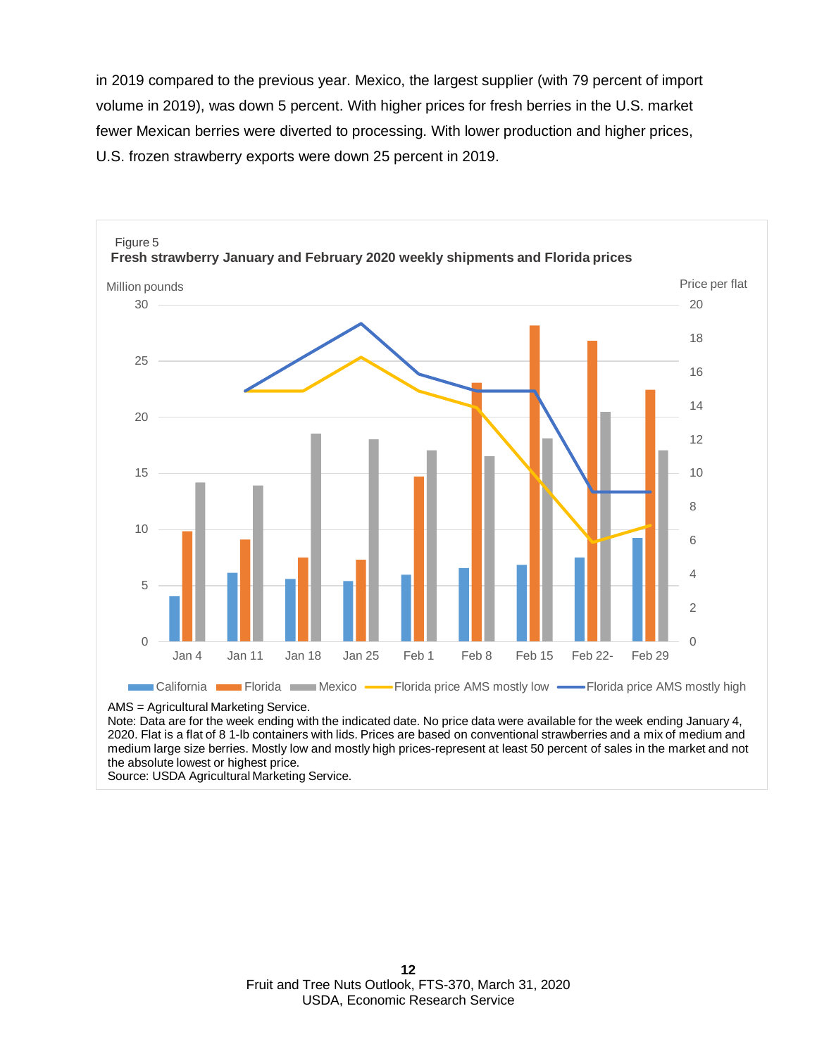in 2019 compared to the previous year. Mexico, the largest supplier (with 79 percent of import volume in 2019), was down 5 percent. With higher prices for fresh berries in the U.S. market fewer Mexican berries were diverted to processing. With lower production and higher prices, U.S. frozen strawberry exports were down 25 percent in 2019.

Figure 5

**Fresh strawberry January and February 2020 weekly shipments and Florida prices**

AMS = Agricultural Marketing Service.

Note: Data are for the week ending with the indicated date. No price data were available for the week ending January 4, 2020. Flat is a flat of 8 1-lb containers with lids. Prices are based on conventional strawberries and a mix of medium and medium large size berries. Mostly low and mostly high prices-represent at least 50 percent of sales in the market and not the absolute lowest or highest price.

Source: USDA Agricultural Marketing Service.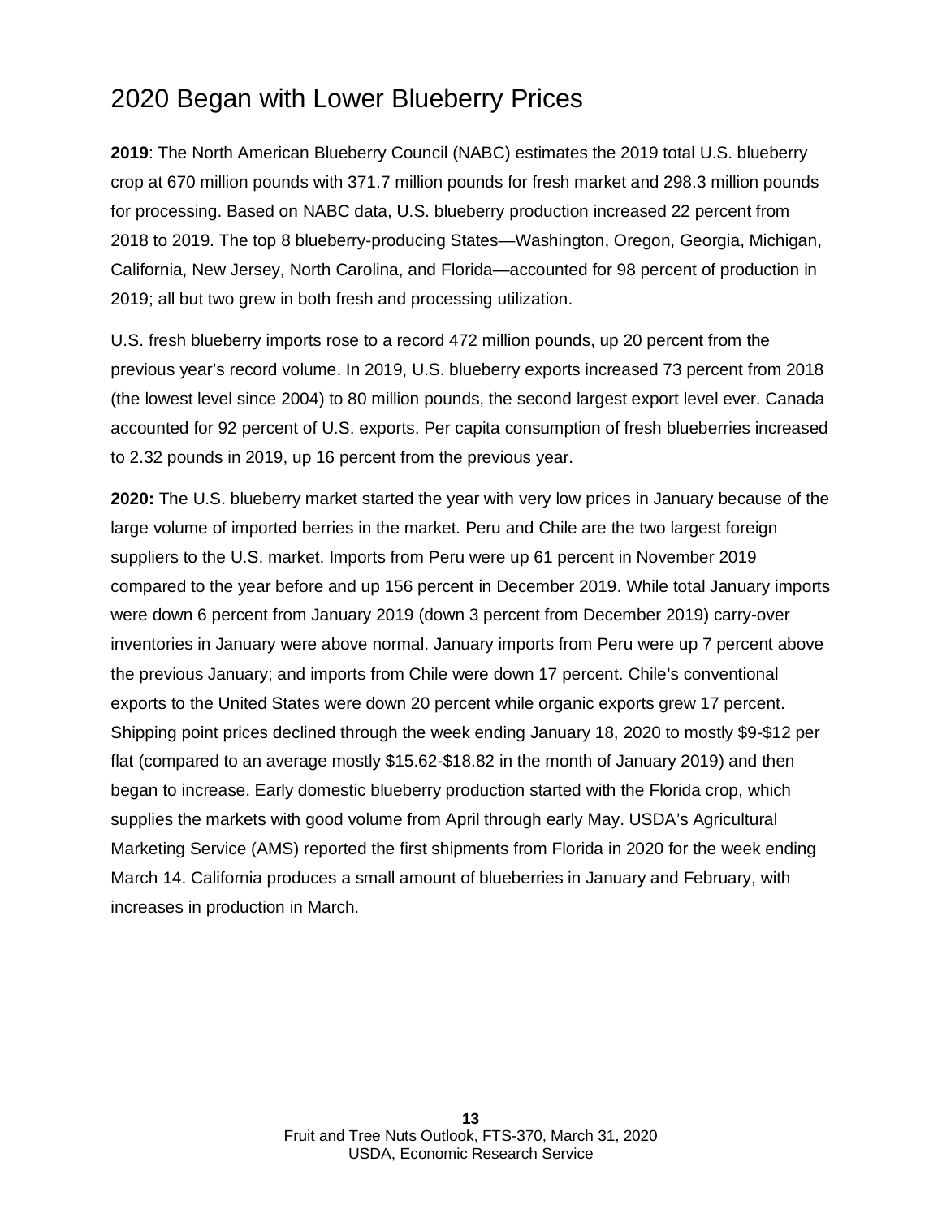## 2020 Began with Lower Blueberry Prices

**2019**: The North American Blueberry Council (NABC) estimates the 2019 total U.S. blueberry crop at 670 million pounds with 371.7 million pounds for fresh market and 298.3 million pounds for processing. Based on NABC data, U.S. blueberry production increased 22 percent from 2018 to 2019. The top 8 blueberry-producing States—Washington, Oregon, Georgia, Michigan, California, New Jersey, North Carolina, and Florida—accounted for 98 percent of production in 2019; all but two grew in both fresh and processing utilization.

U.S. fresh blueberry imports rose to a record 472 million pounds, up 20 percent from the previous year's record volume. In 2019, U.S. blueberry exports increased 73 percent from 2018 (the lowest level since 2004) to 80 million pounds, the second largest export level ever. Canada accounted for 92 percent of U.S. exports. Per capita consumption of fresh blueberries increased to 2.32 pounds in 2019, up 16 percent from the previous year.

**2020:** The U.S. blueberry market started the year with very low prices in January because of the large volume of imported berries in the market. Peru and Chile are the two largest foreign suppliers to the U.S. market. Imports from Peru were up 61 percent in November 2019 compared to the year before and up 156 percent in December 2019. While total January imports were down 6 percent from January 2019 (down 3 percent from December 2019) carry-over inventories in January were above normal. January imports from Peru were up 7 percent above the previous January; and imports from Chile were down 17 percent. Chile's conventional exports to the United States were down 20 percent while organic exports grew 17 percent. Shipping point prices declined through the week ending January 18, 2020 to mostly $9-$12 per flat (compared to an average mostly $15.62-$18.82 in the month of January 2019) and then began to increase. Early domestic blueberry production started with the Florida crop, which supplies the markets with good volume from April through early May. USDA's Agricultural Marketing Service (AMS) reported the first shipments from Florida in 2020 for the week ending March 14. California produces a small amount of blueberries in January and February, with increases in production in March.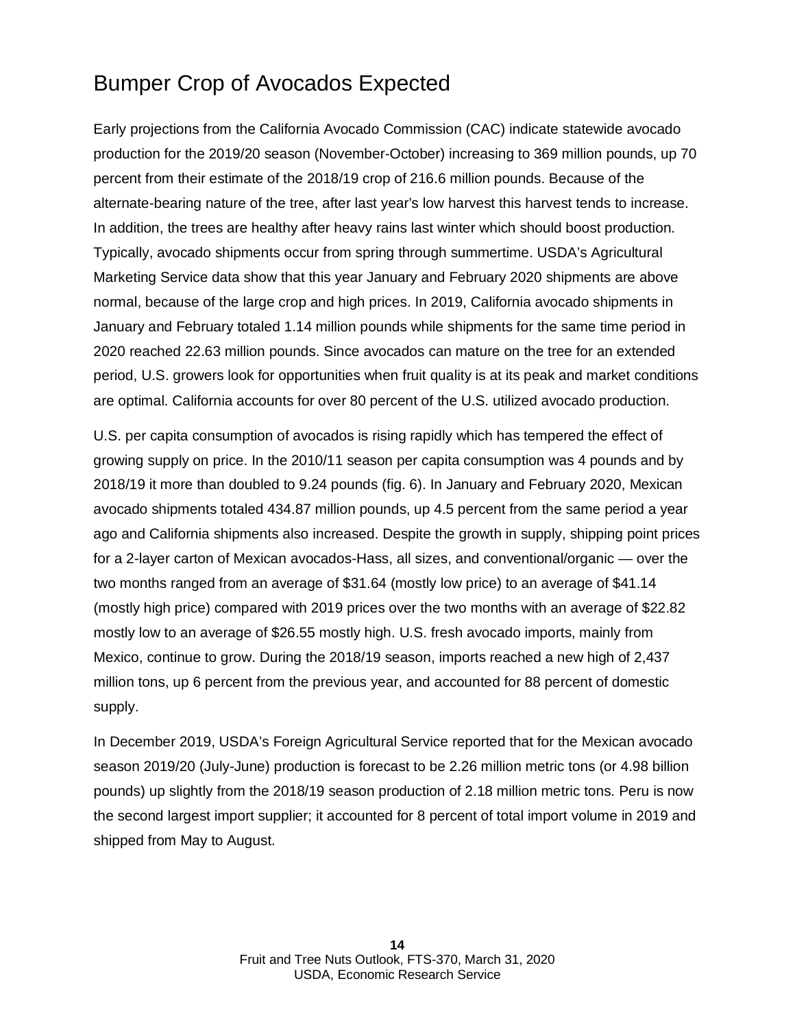## Bumper Crop of Avocados Expected

Early projections from the California Avocado Commission (CAC) indicate statewide avocado production for the 2019/20 season (November-October) increasing to 369 million pounds, up 70 percent from their estimate of the 2018/19 crop of 216.6 million pounds. Because of the alternate-bearing nature of the tree, after last year's low harvest this harvest tends to increase. In addition, the trees are healthy after heavy rains last winter which should boost production. Typically, avocado shipments occur from spring through summertime. USDA's Agricultural Marketing Service data show that this year January and February 2020 shipments are above normal, because of the large crop and high prices. In 2019, California avocado shipments in January and February totaled 1.14 million pounds while shipments for the same time period in 2020 reached 22.63 million pounds. Since avocados can mature on the tree for an extended period, U.S. growers look for opportunities when fruit quality is at its peak and market conditions are optimal. California accounts for over 80 percent of the U.S. utilized avocado production.

U.S. per capita consumption of avocados is rising rapidly which has tempered the effect of growing supply on price. In the 2010/11 season per capita consumption was 4 pounds and by 2018/19 it more than doubled to 9.24 pounds (fig. 6). In January and February 2020, Mexican avocado shipments totaled 434.87 million pounds, up 4.5 percent from the same period a year ago and California shipments also increased. Despite the growth in supply, shipping point prices for a 2-layer carton of Mexican avocados-Hass, all sizes, and conventional/organic — over the two months ranged from an average of $31.64 (mostly low price) to an average of $41.14 (mostly high price) compared with 2019 prices over the two months with an average of $22.82 mostly low to an average of $26.55 mostly high. U.S. fresh avocado imports, mainly from Mexico, continue to grow. During the 2018/19 season, imports reached a new high of 2,437 million tons, up 6 percent from the previous year, and accounted for 88 percent of domestic supply.

In December 2019, USDA's Foreign Agricultural Service reported that for the Mexican avocado season 2019/20 (July-June) production is forecast to be 2.26 million metric tons (or 4.98 billion pounds) up slightly from the 2018/19 season production of 2.18 million metric tons. Peru is now the second largest import supplier; it accounted for 8 percent of total import volume in 2019 and shipped from May to August.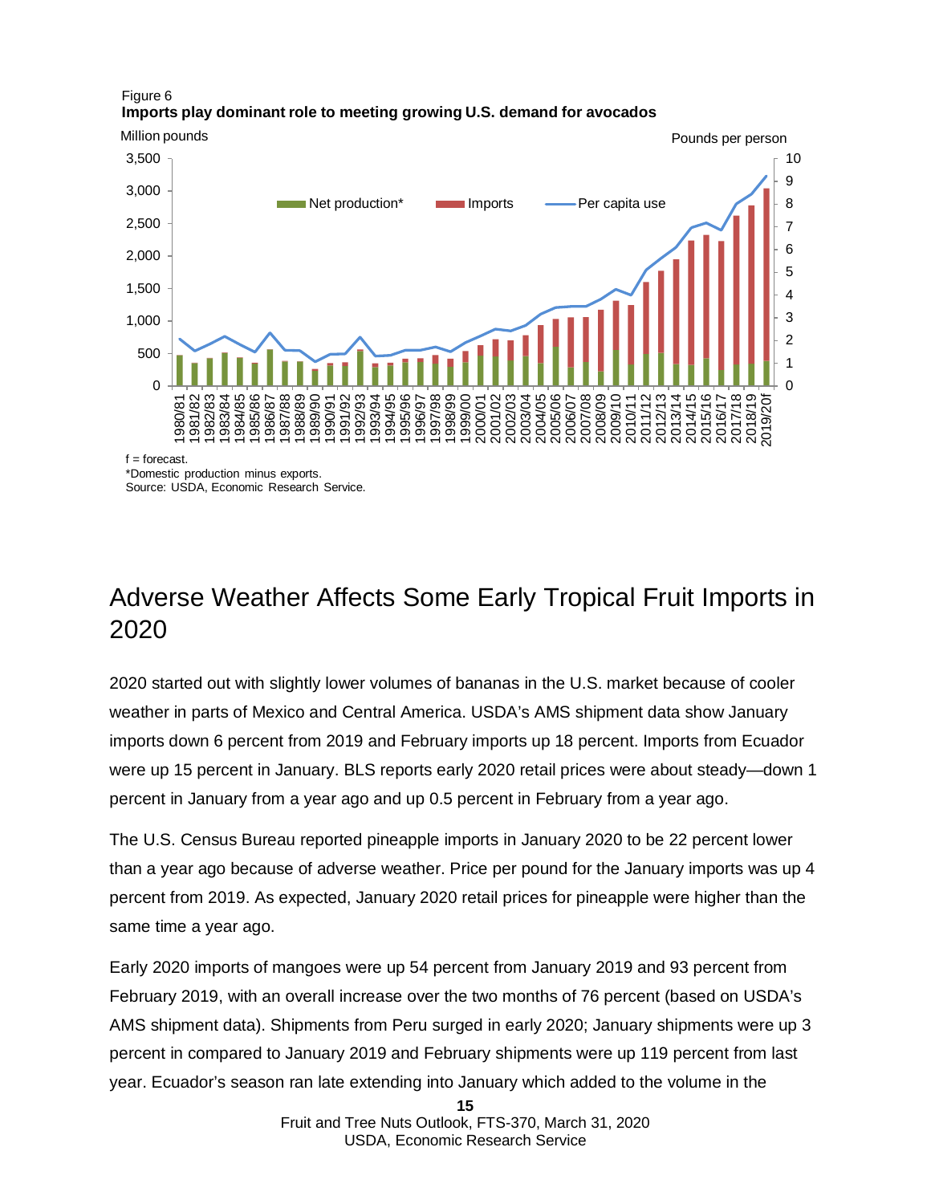Figure 6
**Imports play dominant role to meeting growing U.S. demand for avocados**

f = forecast.
*Domestic production minus exports.
Source: USDA, Economic Research Service.

# Adverse Weather Affects Some Early Tropical Fruit Imports in 2020

2020 started out with slightly lower volumes of bananas in the U.S. market because of cooler weather in parts of Mexico and Central America. USDA's AMS shipment data show January imports down 6 percent from 2019 and February imports up 18 percent. Imports from Ecuador were up 15 percent in January. BLS reports early 2020 retail prices were about steady—down 1 percent in January from a year ago and up 0.5 percent in February from a year ago.

The U.S. Census Bureau reported pineapple imports in January 2020 to be 22 percent lower than a year ago because of adverse weather. Price per pound for the January imports was up 4 percent from 2019. As expected, January 2020 retail prices for pineapple were higher than the same time a year ago.

Early 2020 imports of mangoes were up 54 percent from January 2019 and 93 percent from February 2019, with an overall increase over the two months of 76 percent (based on USDA's AMS shipment data). Shipments from Peru surged in early 2020; January shipments were up 3 percent in compared to January 2019 and February shipments were up 119 percent from last year. Ecuador's season ran late extending into January which added to the volume in the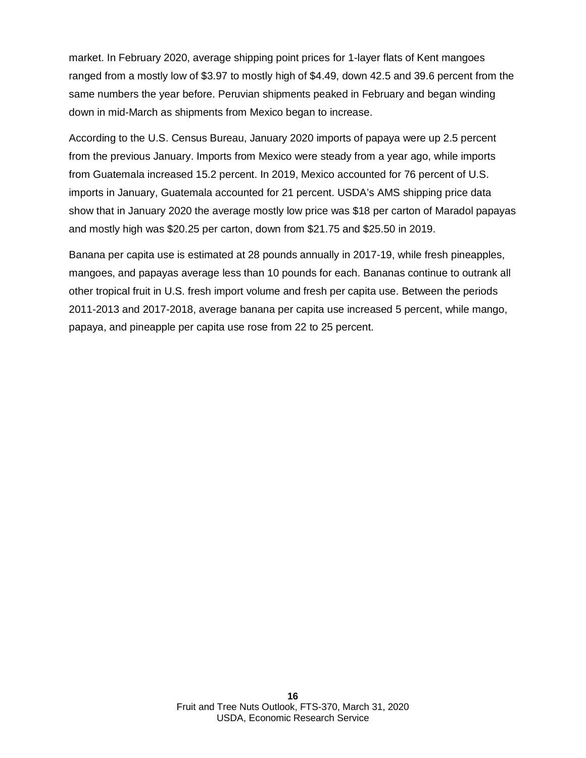market. In February 2020, average shipping point prices for 1-layer flats of Kent mangoes ranged from a mostly low of $3.97 to mostly high of $4.49, down 42.5 and 39.6 percent from the same numbers the year before. Peruvian shipments peaked in February and began winding down in mid-March as shipments from Mexico began to increase.

According to the U.S. Census Bureau, January 2020 imports of papaya were up 2.5 percent from the previous January. Imports from Mexico were steady from a year ago, while imports from Guatemala increased 15.2 percent. In 2019, Mexico accounted for 76 percent of U.S. imports in January, Guatemala accounted for 21 percent. USDA's AMS shipping price data show that in January 2020 the average mostly low price was $18 per carton of Maradol papayas and mostly high was $20.25 per carton, down from $21.75 and $25.50 in 2019.

Banana per capita use is estimated at 28 pounds annually in 2017-19, while fresh pineapples, mangoes, and papayas average less than 10 pounds for each. Bananas continue to outrank all other tropical fruit in U.S. fresh import volume and fresh per capita use. Between the periods 2011-2013 and 2017-2018, average banana per capita use increased 5 percent, while mango, papaya, and pineapple per capita use rose from 22 to 25 percent.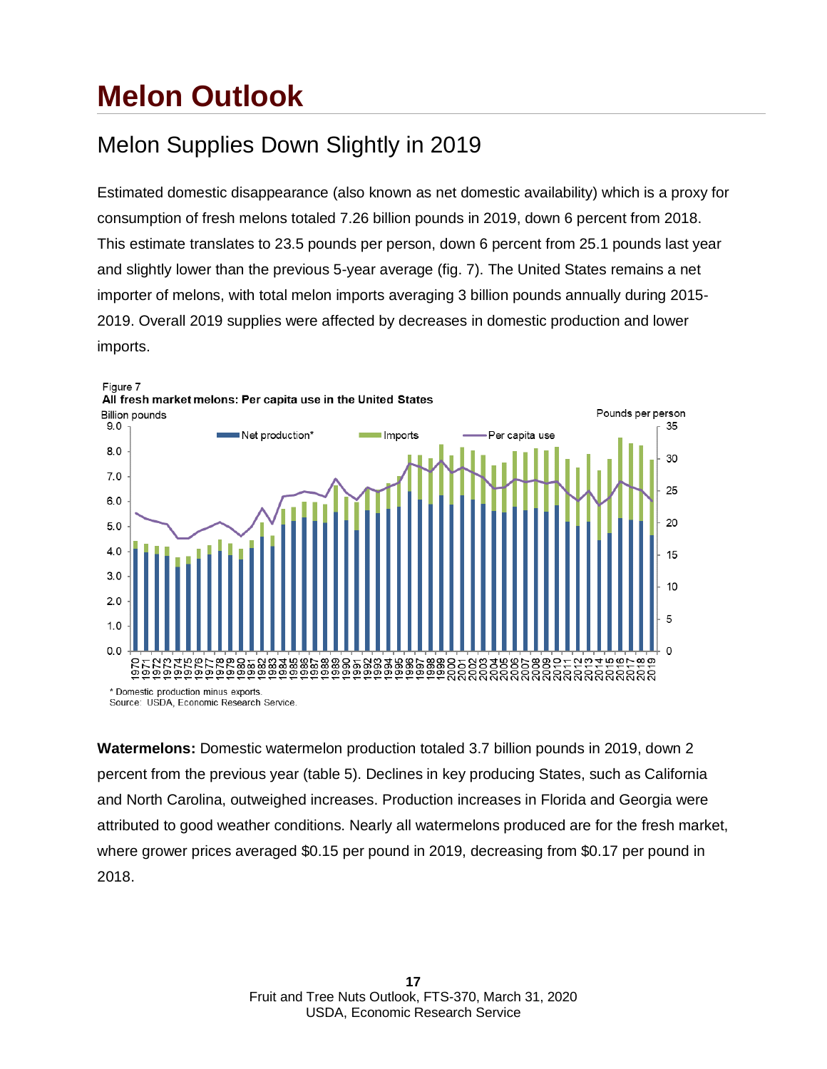# Melon Outlook

## Melon Supplies Down Slightly in 2019

Estimated domestic disappearance (also known as net domestic availability) which is a proxy for consumption of fresh melons totaled 7.26 billion pounds in 2019, down 6 percent from 2018. This estimate translates to 23.5 pounds per person, down 6 percent from 25.1 pounds last year and slightly lower than the previous 5-year average (fig. 7). The United States remains a net importer of melons, with total melon imports averaging 3 billion pounds annually during 2015-2019. Overall 2019 supplies were affected by decreases in domestic production and lower imports.

Figure 7

**All fresh market melons: Per capita use in the United States**

\* Domestic production minus exports.
Source: USDA, Economic Research Service.

**Watermelons:** Domestic watermelon production totaled 3.7 billion pounds in 2019, down 2 percent from the previous year (table 5). Declines in key producing States, such as California and North Carolina, outweighed increases. Production increases in Florida and Georgia were attributed to good weather conditions. Nearly all watermelons produced are for the fresh market, where grower prices averaged $0.15 per pound in 2019, decreasing from $0.17 per pound in 2018.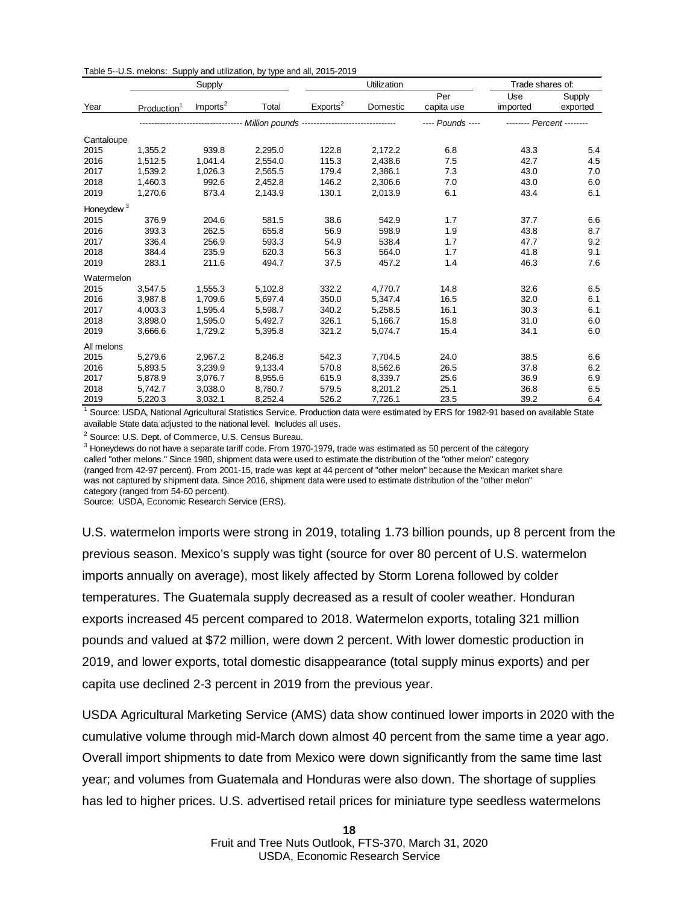Table 5--U.S. melons: Supply and utilization, by type and all, 2015-2019

| | Supply | | | Utilization | | | Trade shares of: | |
|---|---|---|---|---|---|---|---|---|
| Year | Production[1] | Imports[2] | Total | Exports[2] | Domestic | Per capita use | Use imported | Supply exported |
| | Million pounds | | | | | Pounds | Percent | |
| Cantaloupe | | | | | | | | |
| 2015 | 1,355.2 | 939.8 | 2,295.0 | 122.8 | 2,172.2 | 6.8 | 43.3 | 5.4 |
| 2016 | 1,512.5 | 1,041.4 | 2,554.0 | 115.3 | 2,438.6 | 7.5 | 42.7 | 4.5 |
| 2017 | 1,539.2 | 1,026.3 | 2,565.5 | 179.4 | 2,386.1 | 7.3 | 43.0 | 7.0 |
| 2018 | 1,460.3 | 992.6 | 2,452.8 | 146.2 | 2,306.6 | 7.0 | 43.0 | 6.0 |
| 2019 | 1,270.6 | 873.4 | 2,143.9 | 130.1 | 2,013.9 | 6.1 | 43.4 | 6.1 |
| Honeydew[3] | | | | | | | | |
| 2015 | 376.9 | 204.6 | 581.5 | 38.6 | 542.9 | 1.7 | 37.7 | 6.6 |
| 2016 | 393.3 | 262.5 | 655.8 | 56.9 | 598.9 | 1.9 | 43.8 | 8.7 |
| 2017 | 336.4 | 256.9 | 593.3 | 54.9 | 538.4 | 1.7 | 47.7 | 9.2 |
| 2018 | 384.4 | 235.9 | 620.3 | 56.3 | 564.0 | 1.7 | 41.8 | 9.1 |
| 2019 | 283.1 | 211.6 | 494.7 | 37.5 | 457.2 | 1.4 | 46.3 | 7.6 |
| Watermelon | | | | | | | | |
| 2015 | 3,547.5 | 1,555.3 | 5,102.8 | 332.2 | 4,770.7 | 14.8 | 32.6 | 6.5 |
| 2016 | 3,987.8 | 1,709.6 | 5,697.4 | 350.0 | 5,347.4 | 16.5 | 32.0 | 6.1 |
| 2017 | 4,003.3 | 1,595.4 | 5,598.7 | 340.2 | 5,258.5 | 16.1 | 30.3 | 6.1 |
| 2018 | 3,898.0 | 1,595.0 | 5,492.7 | 326.1 | 5,166.7 | 15.8 | 31.0 | 6.0 |
| 2019 | 3,666.6 | 1,729.2 | 5,395.8 | 321.2 | 5,074.7 | 15.4 | 34.1 | 6.0 |
| All melons | | | | | | | | |
| 2015 | 5,279.6 | 2,967.2 | 8,246.8 | 542.3 | 7,704.5 | 24.0 | 38.5 | 6.6 |
| 2016 | 5,893.5 | 3,239.9 | 9,133.4 | 570.8 | 8,562.6 | 26.5 | 37.8 | 6.2 |
| 2017 | 5,878.9 | 3,076.7 | 8,955.6 | 615.9 | 8,339.7 | 25.6 | 36.9 | 6.9 |
| 2018 | 5,742.7 | 3,038.0 | 8,780.7 | 579.5 | 8,201.2 | 25.1 | 36.8 | 6.5 |
| 2019 | 5,220.3 | 3,032.1 | 8,252.4 | 526.2 | 7,726.1 | 23.5 | 39.2 | 6.4 |

[1] Source: USDA, National Agricultural Statistics Service. Production data were estimated by ERS for 1982-91 based on available State available State data adjusted to the national level. Includes all uses.

[2] Source: U.S. Dept. of Commerce, U.S. Census Bureau.

[3] Honeydews do not have a separate tariff code. From 1970-1979, trade was estimated as 50 percent of the category called "other melons." Since 1980, shipment data were used to estimate the distribution of the "other melon" category (ranged from 42-97 percent). From 2001-15, trade was kept at 44 percent of "other melon" because the Mexican market share was not captured by shipment data. Since 2016, shipment data were used to estimate distribution of the "other melon" category (ranged from 54-60 percent).

Source: USDA, Economic Research Service (ERS).

U.S. watermelon imports were strong in 2019, totaling 1.73 billion pounds, up 8 percent from the previous season. Mexico's supply was tight (source for over 80 percent of U.S. watermelon imports annually on average), most likely affected by Storm Lorena followed by colder temperatures. The Guatemala supply decreased as a result of cooler weather. Honduran exports increased 45 percent compared to 2018. Watermelon exports, totaling 321 million pounds and valued at $72 million, were down 2 percent. With lower domestic production in 2019, and lower exports, total domestic disappearance (total supply minus exports) and per capita use declined 2-3 percent in 2019 from the previous year.

USDA Agricultural Marketing Service (AMS) data show continued lower imports in 2020 with the cumulative volume through mid-March down almost 40 percent from the same time a year ago. Overall import shipments to date from Mexico were down significantly from the same time last year; and volumes from Guatemala and Honduras were also down. The shortage of supplies has led to higher prices. U.S. advertised retail prices for miniature type seedless watermelons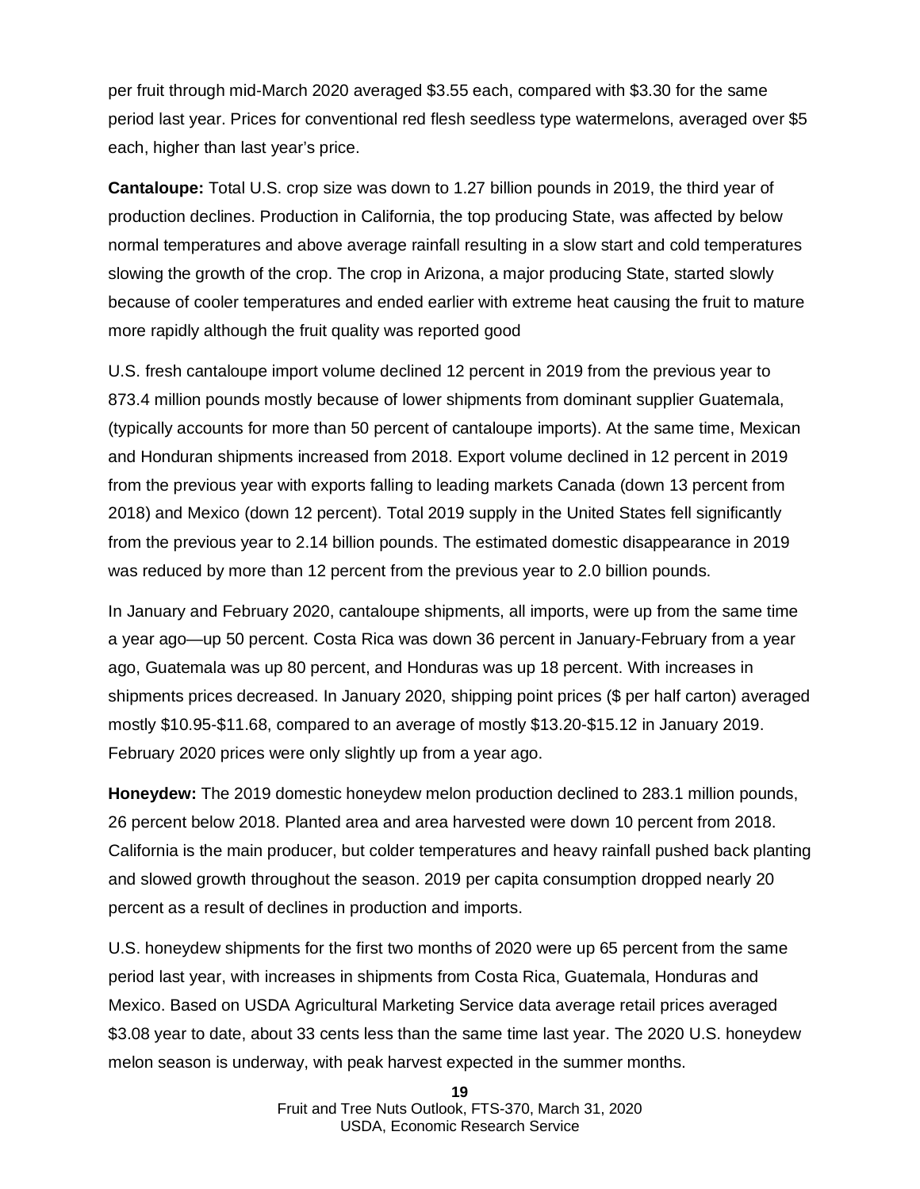per fruit through mid-March 2020 averaged $3.55 each, compared with $3.30 for the same period last year. Prices for conventional red flesh seedless type watermelons, averaged over $5 each, higher than last year's price.

**Cantaloupe:** Total U.S. crop size was down to 1.27 billion pounds in 2019, the third year of production declines. Production in California, the top producing State, was affected by below normal temperatures and above average rainfall resulting in a slow start and cold temperatures slowing the growth of the crop. The crop in Arizona, a major producing State, started slowly because of cooler temperatures and ended earlier with extreme heat causing the fruit to mature more rapidly although the fruit quality was reported good

U.S. fresh cantaloupe import volume declined 12 percent in 2019 from the previous year to 873.4 million pounds mostly because of lower shipments from dominant supplier Guatemala, (typically accounts for more than 50 percent of cantaloupe imports). At the same time, Mexican and Honduran shipments increased from 2018. Export volume declined in 12 percent in 2019 from the previous year with exports falling to leading markets Canada (down 13 percent from 2018) and Mexico (down 12 percent). Total 2019 supply in the United States fell significantly from the previous year to 2.14 billion pounds. The estimated domestic disappearance in 2019 was reduced by more than 12 percent from the previous year to 2.0 billion pounds.

In January and February 2020, cantaloupe shipments, all imports, were up from the same time a year ago—up 50 percent. Costa Rica was down 36 percent in January-February from a year ago, Guatemala was up 80 percent, and Honduras was up 18 percent. With increases in shipments prices decreased. In January 2020, shipping point prices ($ per half carton) averaged mostly $10.95-$11.68, compared to an average of mostly $13.20-$15.12 in January 2019. February 2020 prices were only slightly up from a year ago.

**Honeydew:** The 2019 domestic honeydew melon production declined to 283.1 million pounds, 26 percent below 2018. Planted area and area harvested were down 10 percent from 2018. California is the main producer, but colder temperatures and heavy rainfall pushed back planting and slowed growth throughout the season. 2019 per capita consumption dropped nearly 20 percent as a result of declines in production and imports.

U.S. honeydew shipments for the first two months of 2020 were up 65 percent from the same period last year, with increases in shipments from Costa Rica, Guatemala, Honduras and Mexico. Based on USDA Agricultural Marketing Service data average retail prices averaged $3.08 year to date, about 33 cents less than the same time last year. The 2020 U.S. honeydew melon season is underway, with peak harvest expected in the summer months.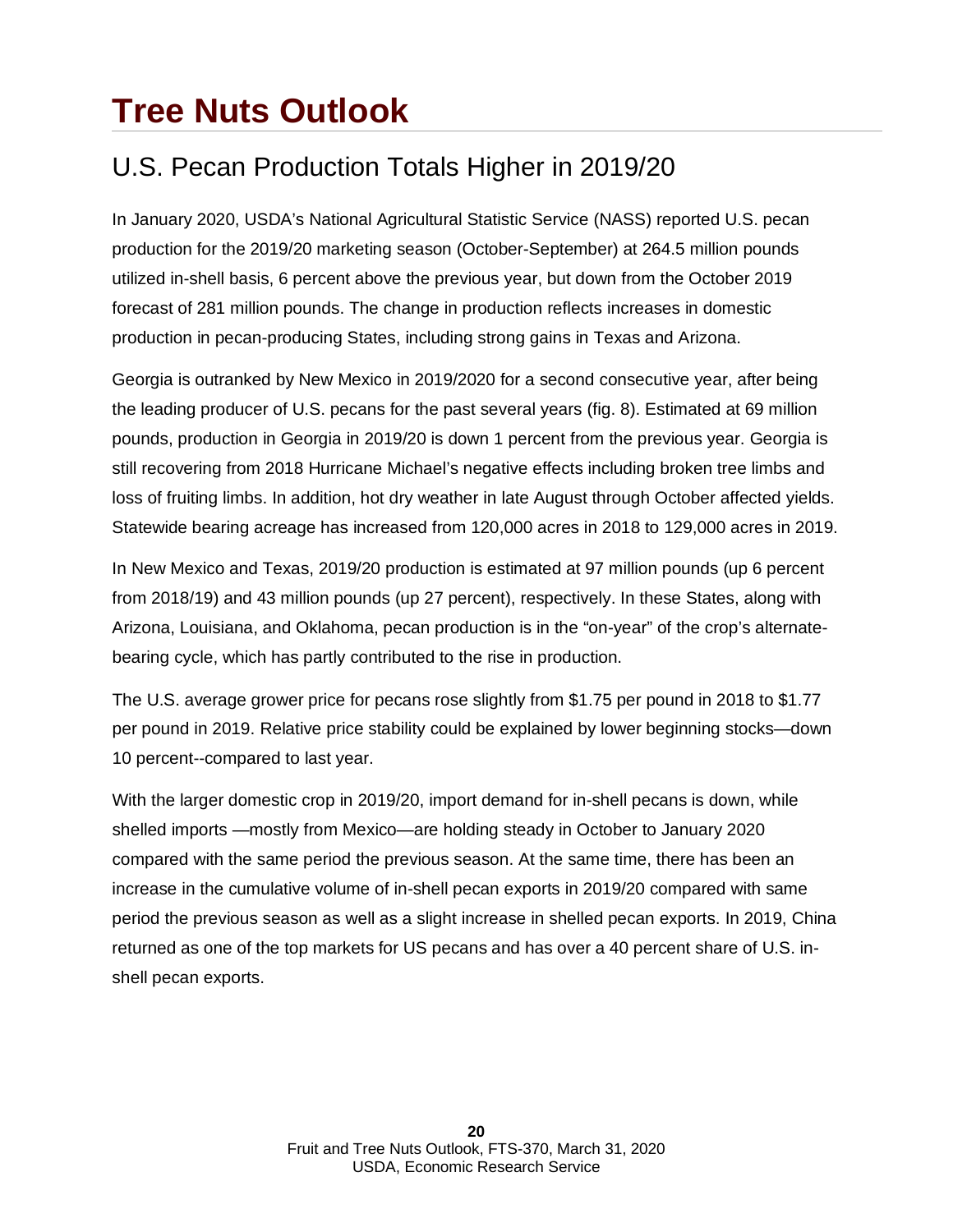# Tree Nuts Outlook

## U.S. Pecan Production Totals Higher in 2019/20

In January 2020, USDA's National Agricultural Statistic Service (NASS) reported U.S. pecan production for the 2019/20 marketing season (October-September) at 264.5 million pounds utilized in-shell basis, 6 percent above the previous year, but down from the October 2019 forecast of 281 million pounds. The change in production reflects increases in domestic production in pecan-producing States, including strong gains in Texas and Arizona.

Georgia is outranked by New Mexico in 2019/2020 for a second consecutive year, after being the leading producer of U.S. pecans for the past several years (fig. 8). Estimated at 69 million pounds, production in Georgia in 2019/20 is down 1 percent from the previous year. Georgia is still recovering from 2018 Hurricane Michael's negative effects including broken tree limbs and loss of fruiting limbs. In addition, hot dry weather in late August through October affected yields. Statewide bearing acreage has increased from 120,000 acres in 2018 to 129,000 acres in 2019.

In New Mexico and Texas, 2019/20 production is estimated at 97 million pounds (up 6 percent from 2018/19) and 43 million pounds (up 27 percent), respectively. In these States, along with Arizona, Louisiana, and Oklahoma, pecan production is in the "on-year" of the crop's alternate-bearing cycle, which has partly contributed to the rise in production.

The U.S. average grower price for pecans rose slightly from $1.75 per pound in 2018 to $1.77 per pound in 2019. Relative price stability could be explained by lower beginning stocks—down 10 percent--compared to last year.

With the larger domestic crop in 2019/20, import demand for in-shell pecans is down, while shelled imports —mostly from Mexico—are holding steady in October to January 2020 compared with the same period the previous season. At the same time, there has been an increase in the cumulative volume of in-shell pecan exports in 2019/20 compared with same period the previous season as well as a slight increase in shelled pecan exports. In 2019, China returned as one of the top markets for US pecans and has over a 40 percent share of U.S. in-shell pecan exports.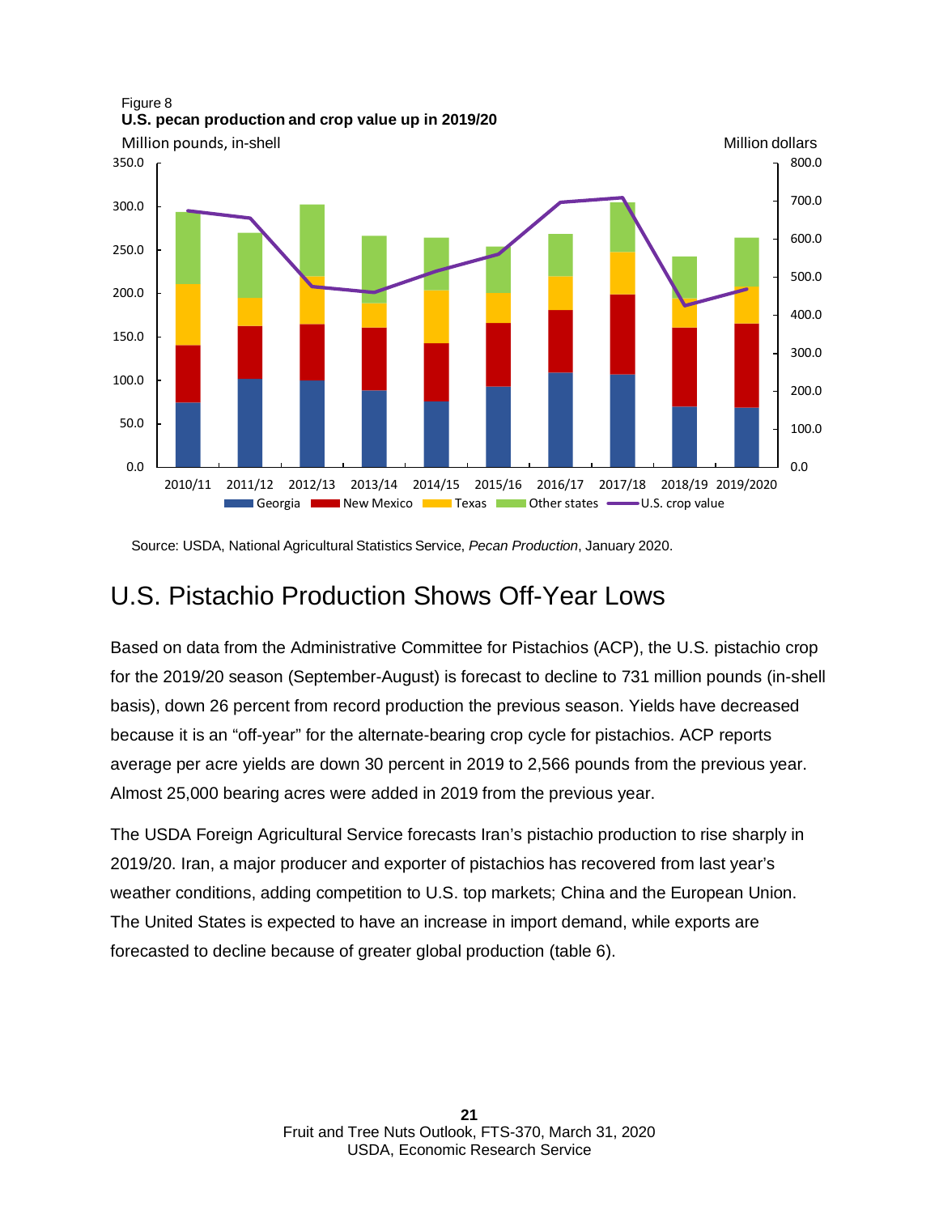Figure 8
**U.S. pecan production and crop value up in 2019/20**

Source: USDA, National Agricultural Statistics Service, *Pecan Production*, January 2020.

## U.S. Pistachio Production Shows Off-Year Lows

Based on data from the Administrative Committee for Pistachios (ACP), the U.S. pistachio crop for the 2019/20 season (September-August) is forecast to decline to 731 million pounds (in-shell basis), down 26 percent from record production the previous season. Yields have decreased because it is an "off-year" for the alternate-bearing crop cycle for pistachios. ACP reports average per acre yields are down 30 percent in 2019 to 2,566 pounds from the previous year. Almost 25,000 bearing acres were added in 2019 from the previous year.

The USDA Foreign Agricultural Service forecasts Iran's pistachio production to rise sharply in 2019/20. Iran, a major producer and exporter of pistachios has recovered from last year's weather conditions, adding competition to U.S. top markets; China and the European Union. The United States is expected to have an increase in import demand, while exports are forecasted to decline because of greater global production (table 6).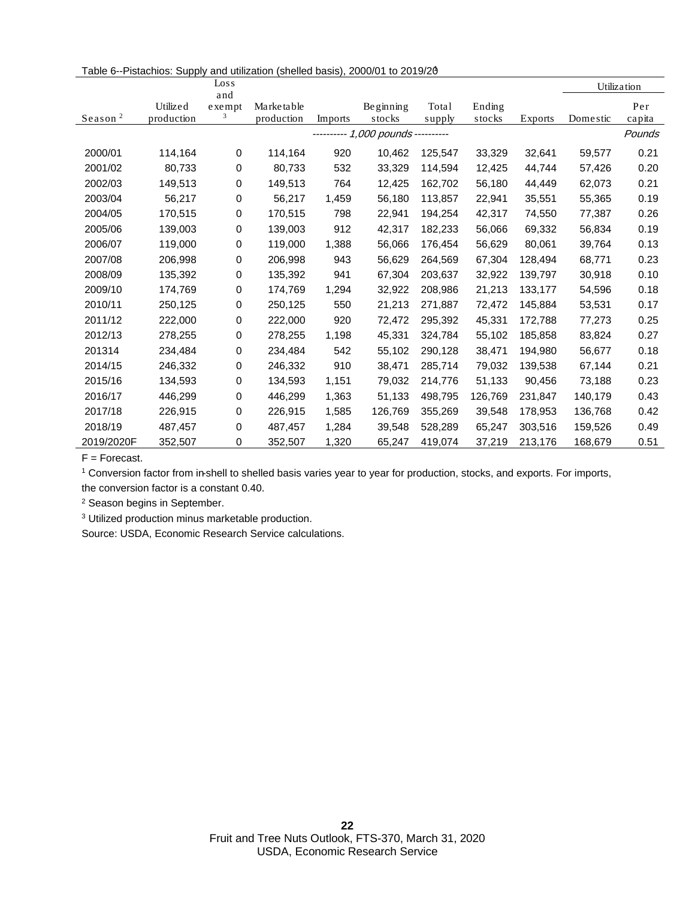Table 6--Pistachios: Supply and utilization (shelled basis), 2000/01 to 2019/20[1]

| Season [2] | Utilized production | Loss and exempt [3] | Marketable production | Imports | Beginning stocks | Total supply | Ending stocks | Exports | Utilization | |
|---|---|---|---|---|---|---|---|---|---|---|
| | | | | | | | | | Domestic | Per capita |
| | | | | | ---------- 1,000 pounds ---------- | | | | | Pounds |
| 2000/01 | 114,164 | 0 | 114,164 | 920 | 10,462 | 125,547 | 33,329 | 32,641 | 59,577 | 0.21 |
| 2001/02 | 80,733 | 0 | 80,733 | 532 | 33,329 | 114,594 | 12,425 | 44,744 | 57,426 | 0.20 |
| 2002/03 | 149,513 | 0 | 149,513 | 764 | 12,425 | 162,702 | 56,180 | 44,449 | 62,073 | 0.21 |
| 2003/04 | 56,217 | 0 | 56,217 | 1,459 | 56,180 | 113,857 | 22,941 | 35,551 | 55,365 | 0.19 |
| 2004/05 | 170,515 | 0 | 170,515 | 798 | 22,941 | 194,254 | 42,317 | 74,550 | 77,387 | 0.26 |
| 2005/06 | 139,003 | 0 | 139,003 | 912 | 42,317 | 182,233 | 56,066 | 69,332 | 56,834 | 0.19 |
| 2006/07 | 119,000 | 0 | 119,000 | 1,388 | 56,066 | 176,454 | 56,629 | 80,061 | 39,764 | 0.13 |
| 2007/08 | 206,998 | 0 | 206,998 | 943 | 56,629 | 264,569 | 67,304 | 128,494 | 68,771 | 0.23 |
| 2008/09 | 135,392 | 0 | 135,392 | 941 | 67,304 | 203,637 | 32,922 | 139,797 | 30,918 | 0.10 |
| 2009/10 | 174,769 | 0 | 174,769 | 1,294 | 32,922 | 208,986 | 21,213 | 133,177 | 54,596 | 0.18 |
| 2010/11 | 250,125 | 0 | 250,125 | 550 | 21,213 | 271,887 | 72,472 | 145,884 | 53,531 | 0.17 |
| 2011/12 | 222,000 | 0 | 222,000 | 920 | 72,472 | 295,392 | 45,331 | 172,788 | 77,273 | 0.25 |
| 2012/13 | 278,255 | 0 | 278,255 | 1,198 | 45,331 | 324,784 | 55,102 | 185,858 | 83,824 | 0.27 |
| 201314 | 234,484 | 0 | 234,484 | 542 | 55,102 | 290,128 | 38,471 | 194,980 | 56,677 | 0.18 |
| 2014/15 | 246,332 | 0 | 246,332 | 910 | 38,471 | 285,714 | 79,032 | 139,538 | 67,144 | 0.21 |
| 2015/16 | 134,593 | 0 | 134,593 | 1,151 | 79,032 | 214,776 | 51,133 | 90,456 | 73,188 | 0.23 |
| 2016/17 | 446,299 | 0 | 446,299 | 1,363 | 51,133 | 498,795 | 126,769 | 231,847 | 140,179 | 0.43 |
| 2017/18 | 226,915 | 0 | 226,915 | 1,585 | 126,769 | 355,269 | 39,548 | 178,953 | 136,768 | 0.42 |
| 2018/19 | 487,457 | 0 | 487,457 | 1,284 | 39,548 | 528,289 | 65,247 | 303,516 | 159,526 | 0.49 |
| 2019/2020F | 352,507 | 0 | 352,507 | 1,320 | 65,247 | 419,074 | 37,219 | 213,176 | 168,679 | 0.51 |

F = Forecast.

[1] Conversion factor from in-shell to shelled basis varies year to year for production, stocks, and exports. For imports, the conversion factor is a constant 0.40.

[2] Season begins in September.

[3] Utilized production minus marketable production.

Source: USDA, Economic Research Service calculations.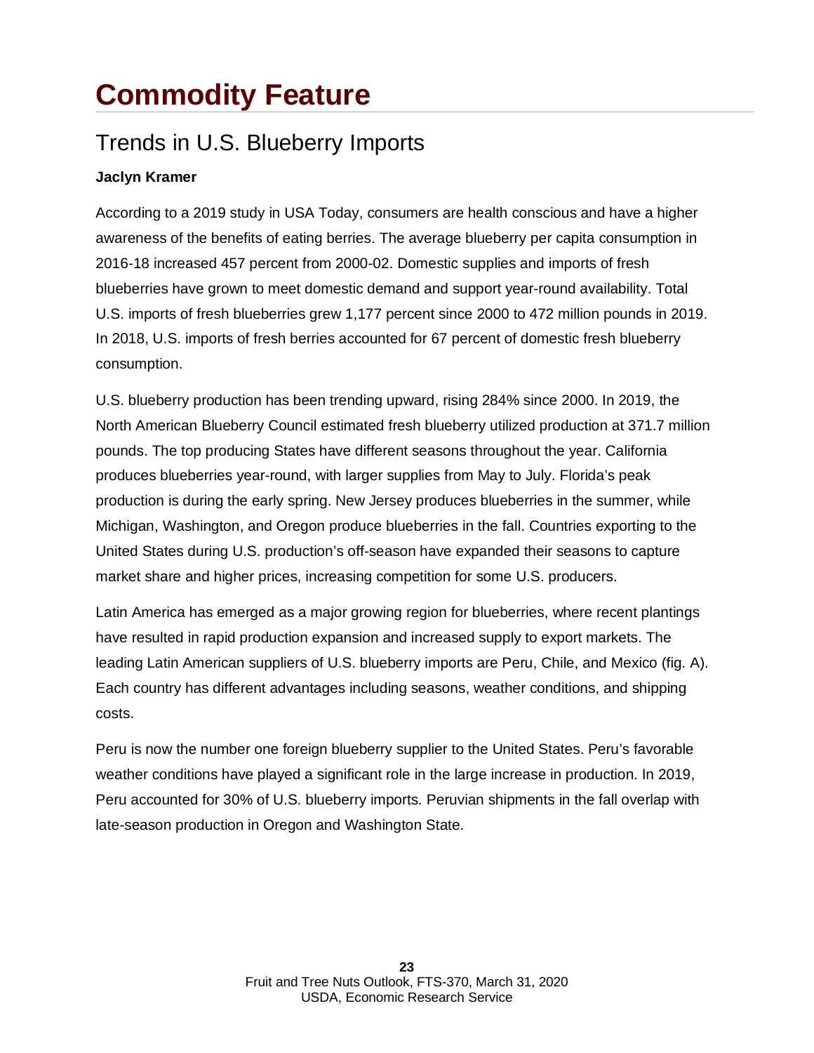# Commodity Feature

## Trends in U.S. Blueberry Imports

**Jaclyn Kramer**

According to a 2019 study in USA Today, consumers are health conscious and have a higher awareness of the benefits of eating berries. The average blueberry per capita consumption in 2016-18 increased 457 percent from 2000-02. Domestic supplies and imports of fresh blueberries have grown to meet domestic demand and support year-round availability. Total U.S. imports of fresh blueberries grew 1,177 percent since 2000 to 472 million pounds in 2019. In 2018, U.S. imports of fresh berries accounted for 67 percent of domestic fresh blueberry consumption.

U.S. blueberry production has been trending upward, rising 284% since 2000. In 2019, the North American Blueberry Council estimated fresh blueberry utilized production at 371.7 million pounds. The top producing States have different seasons throughout the year. California produces blueberries year-round, with larger supplies from May to July. Florida's peak production is during the early spring. New Jersey produces blueberries in the summer, while Michigan, Washington, and Oregon produce blueberries in the fall. Countries exporting to the United States during U.S. production's off-season have expanded their seasons to capture market share and higher prices, increasing competition for some U.S. producers.

Latin America has emerged as a major growing region for blueberries, where recent plantings have resulted in rapid production expansion and increased supply to export markets. The leading Latin American suppliers of U.S. blueberry imports are Peru, Chile, and Mexico (fig. A). Each country has different advantages including seasons, weather conditions, and shipping costs.

Peru is now the number one foreign blueberry supplier to the United States. Peru's favorable weather conditions have played a significant role in the large increase in production. In 2019, Peru accounted for 30% of U.S. blueberry imports. Peruvian shipments in the fall overlap with late-season production in Oregon and Washington State.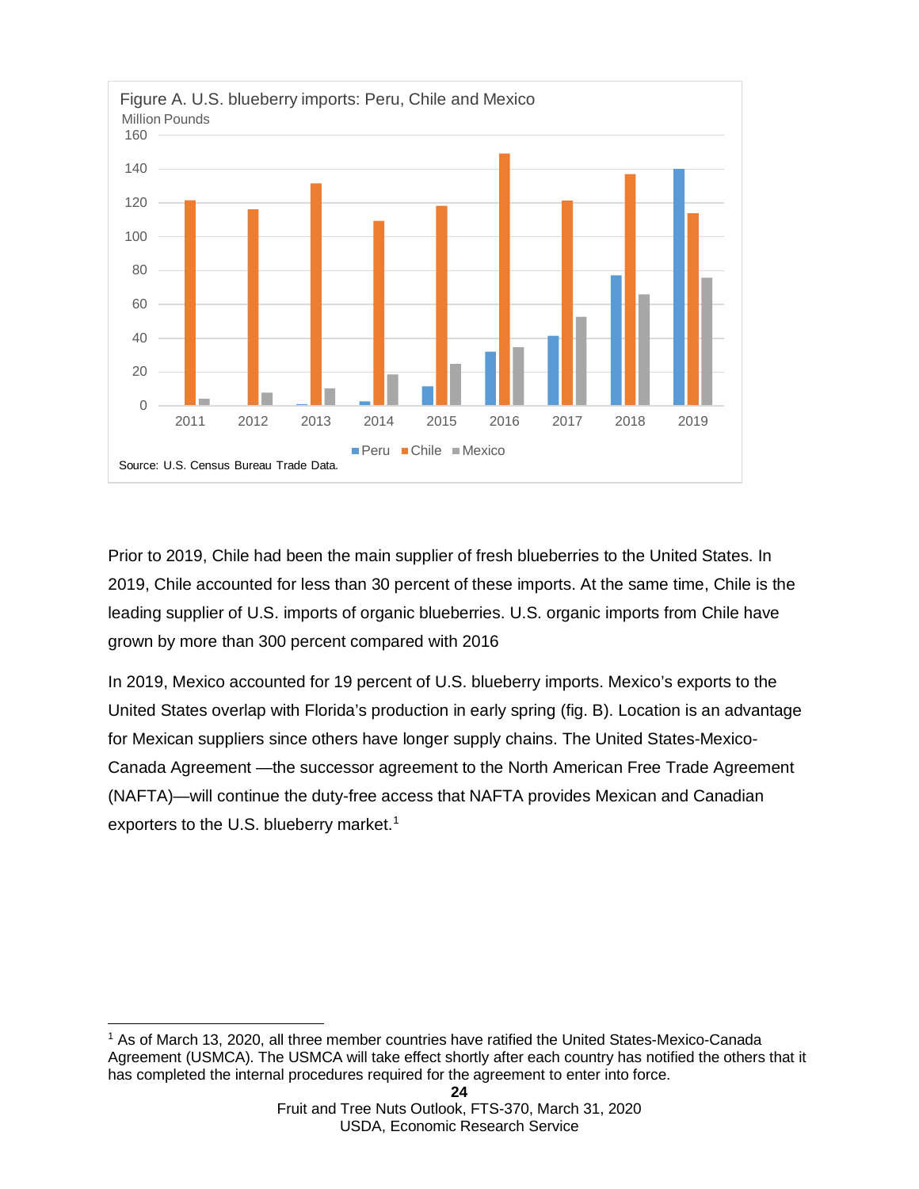Figure A. U.S. blueberry imports: Peru, Chile and Mexico

Million Pounds

Source: U.S. Census Bureau Trade Data.

Prior to 2019, Chile had been the main supplier of fresh blueberries to the United States. In 2019, Chile accounted for less than 30 percent of these imports. At the same time, Chile is the leading supplier of U.S. imports of organic blueberries. U.S. organic imports from Chile have grown by more than 300 percent compared with 2016

In 2019, Mexico accounted for 19 percent of U.S. blueberry imports. Mexico's exports to the United States overlap with Florida's production in early spring (fig. B). Location is an advantage for Mexican suppliers since others have longer supply chains. The United States-Mexico-Canada Agreement —the successor agreement to the North American Free Trade Agreement (NAFTA)—will continue the duty-free access that NAFTA provides Mexican and Canadian exporters to the U.S. blueberry market.[1]

[1] As of March 13, 2020, all three member countries have ratified the United States-Mexico-Canada Agreement (USMCA). The USMCA will take effect shortly after each country has notified the others that it has completed the internal procedures required for the agreement to enter into force.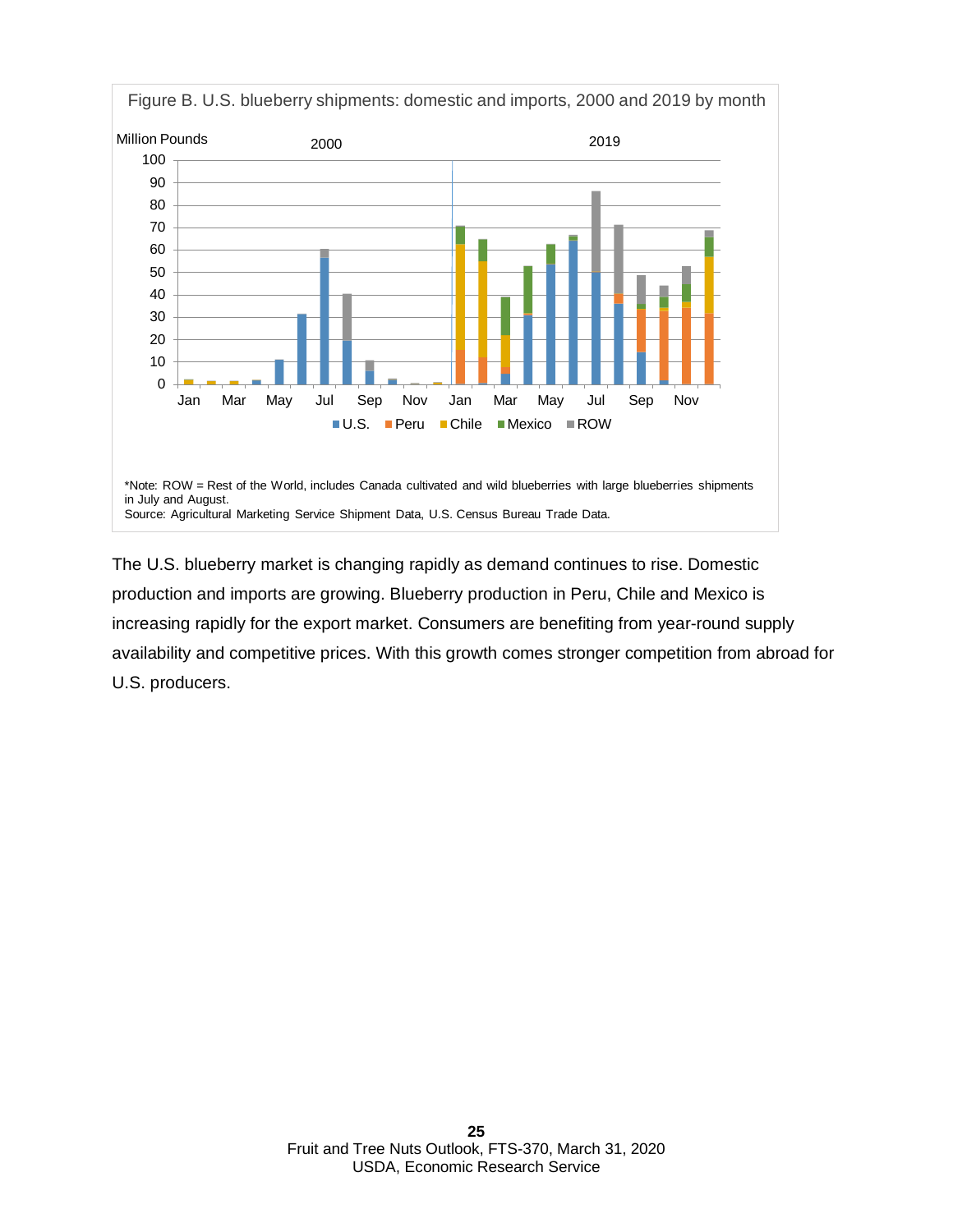Figure B. U.S. blueberry shipments: domestic and imports, 2000 and 2019 by month

*Note: ROW = Rest of the World, includes Canada cultivated and wild blueberries with large blueberries shipments in July and August.
Source: Agricultural Marketing Service Shipment Data, U.S. Census Bureau Trade Data.

The U.S. blueberry market is changing rapidly as demand continues to rise. Domestic production and imports are growing. Blueberry production in Peru, Chile and Mexico is increasing rapidly for the export market. Consumers are benefiting from year-round supply availability and competitive prices. With this growth comes stronger competition from abroad for U.S. producers.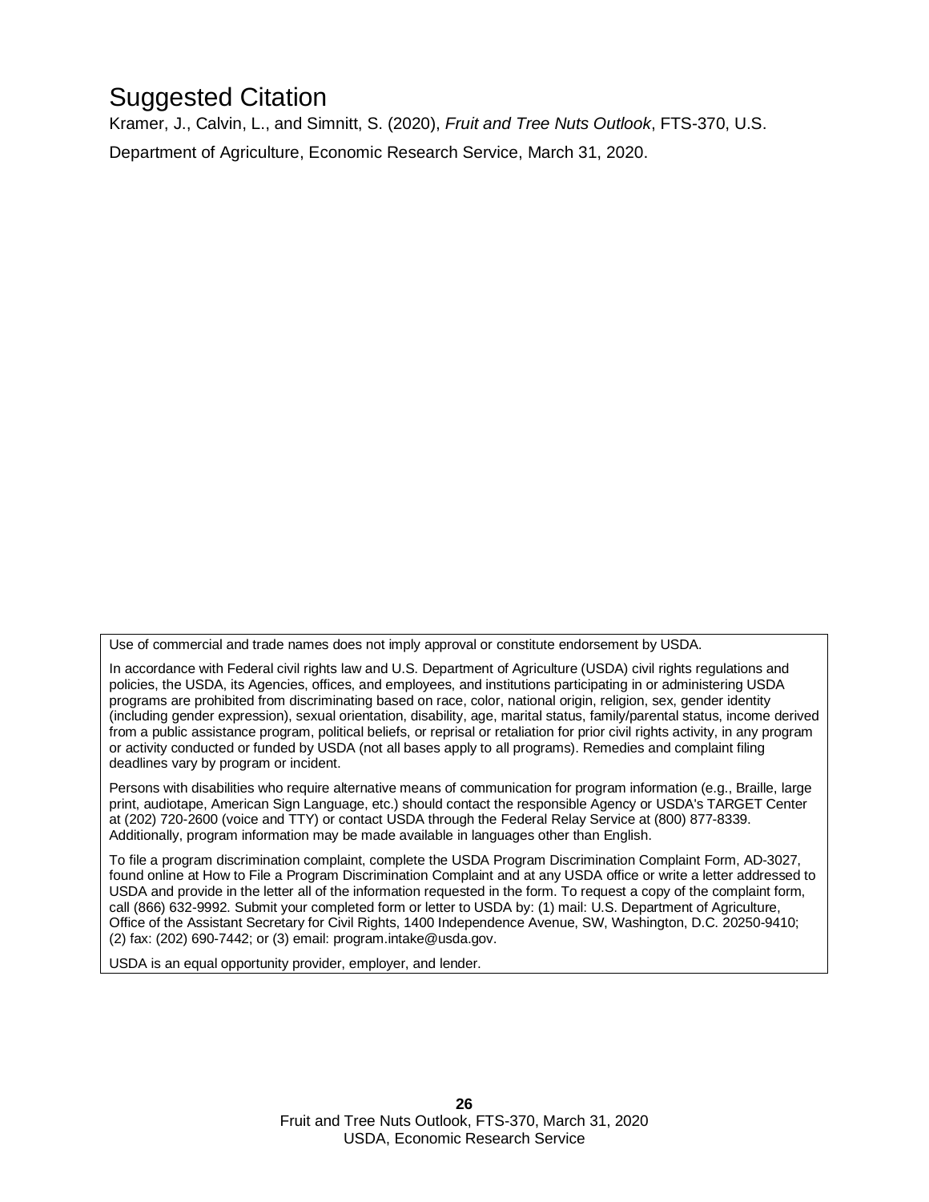## Suggested Citation

Kramer, J., Calvin, L., and Simnitt, S. (2020), *Fruit and Tree Nuts Outlook*, FTS-370, U.S. Department of Agriculture, Economic Research Service, March 31, 2020.

Use of commercial and trade names does not imply approval or constitute endorsement by USDA.

In accordance with Federal civil rights law and U.S. Department of Agriculture (USDA) civil rights regulations and policies, the USDA, its Agencies, offices, and employees, and institutions participating in or administering USDA programs are prohibited from discriminating based on race, color, national origin, religion, sex, gender identity (including gender expression), sexual orientation, disability, age, marital status, family/parental status, income derived from a public assistance program, political beliefs, or reprisal or retaliation for prior civil rights activity, in any program or activity conducted or funded by USDA (not all bases apply to all programs). Remedies and complaint filing deadlines vary by program or incident.

Persons with disabilities who require alternative means of communication for program information (e.g., Braille, large print, audiotape, American Sign Language, etc.) should contact the responsible Agency or USDA's TARGET Center at (202) 720-2600 (voice and TTY) or contact USDA through the Federal Relay Service at (800) 877-8339. Additionally, program information may be made available in languages other than English.

To file a program discrimination complaint, complete the USDA Program Discrimination Complaint Form, AD-3027, found online at How to File a Program Discrimination Complaint and at any USDA office or write a letter addressed to USDA and provide in the letter all of the information requested in the form. To request a copy of the complaint form, call (866) 632-9992. Submit your completed form or letter to USDA by: (1) mail: U.S. Department of Agriculture, Office of the Assistant Secretary for Civil Rights, 1400 Independence Avenue, SW, Washington, D.C. 20250-9410; (2) fax: (202) 690-7442; or (3) email: program.intake@usda.gov.

USDA is an equal opportunity provider, employer, and lender.